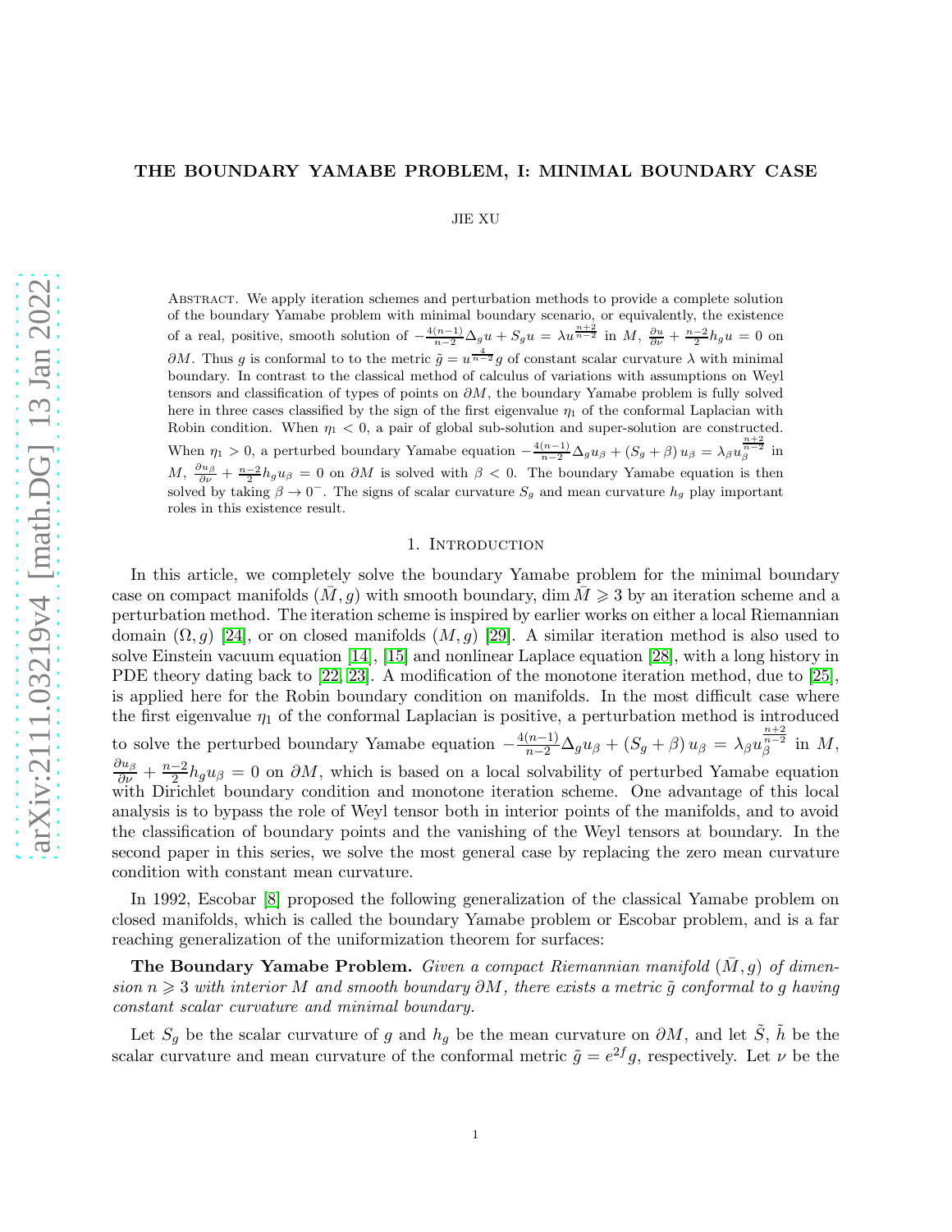# THE BOUNDARY YAMABE PROBLEM, I: MINIMAL BOUNDARY CASE

JIE XU

Abstract. We apply iteration schemes and perturbation methods to provide a complete solution of the boundary Yamabe problem with minimal boundary scenario, or equivalently, the existence of a real, positive, smooth solution of $-\frac{4(n-1)}{n-2}\Delta_g u + S_g u = \lambda u^{\frac{n+2}{n-2}}$ in $M$, $\frac{\partial u}{\partial \nu} + \frac{n-2}{2} h_g u = 0$ on $\partial M$. Thus $g$ is conformal to to the metric $\tilde{g} = u^{\frac{4}{n-2}} g$ of constant scalar curvature $\lambda$ with minimal boundary. In contrast to the classical method of calculus of variations with assumptions on Weyl tensors and classification of types of points on $\partial M$, the boundary Yamabe problem is fully solved here in three cases classified by the sign of the first eigenvalue $\eta_1$ of the conformal Laplacian with Robin condition. When $\eta_1 < 0$, a pair of global sub-solution and super-solution are constructed. When $\eta_1 > 0$, a perturbed boundary Yamabe equation $-\frac{4(n-1)}{n-2}\Delta_g u_\beta + (S_g + \beta) u_\beta = \lambda_\beta u_\beta^{\frac{n+2}{n-2}}$ in $M$, $\frac{\partial u_\beta}{\partial \nu} + \frac{n-2}{2} h_g u_\beta = 0$ on $\partial M$ is solved with $\beta < 0$. The boundary Yamabe equation is then solved by taking $\beta \to 0^-$. The signs of scalar curvature $S_g$ and mean curvature $h_g$ play important roles in this existence result.

## 1. Introduction

In this article, we completely solve the boundary Yamabe problem for the minimal boundary case on compact manifolds $(\bar{M}, g)$ with smooth boundary, $\dim \bar{M} \geqslant 3$ by an iteration scheme and a perturbation method. The iteration scheme is inspired by earlier works on either a local Riemannian domain $(\Omega, g)$ [24], or on closed manifolds $(M, g)$ [29]. A similar iteration method is also used to solve Einstein vacuum equation [14], [15] and nonlinear Laplace equation [28], with a long history in PDE theory dating back to [22, 23]. A modification of the monotone iteration method, due to [25], is applied here for the Robin boundary condition on manifolds. In the most difficult case where the first eigenvalue $\eta_1$ of the conformal Laplacian is positive, a perturbation method is introduced to solve the perturbed boundary Yamabe equation $-\frac{4(n-1)}{n-2}\Delta_g u_\beta + (S_g + \beta) u_\beta = \lambda_\beta u_\beta^{\frac{n+2}{n-2}}$ in $M$, $\frac{\partial u_\beta}{\partial \nu} + \frac{n-2}{2} h_g u_\beta = 0$ on $\partial M$, which is based on a local solvability of perturbed Yamabe equation with Dirichlet boundary condition and monotone iteration scheme. One advantage of this local analysis is to bypass the role of Weyl tensor both in interior points of the manifolds, and to avoid the classification of boundary points and the vanishing of the Weyl tensors at boundary. In the second paper in this series, we solve the most general case by replacing the zero mean curvature condition with constant mean curvature.

In 1992, Escobar [8] proposed the following generalization of the classical Yamabe problem on closed manifolds, which is called the boundary Yamabe problem or Escobar problem, and is a far reaching generalization of the uniformization theorem for surfaces:

**The Boundary Yamabe Problem.** *Given a compact Riemannian manifold $(\bar{M}, g)$ of dimension $n \geqslant 3$ with interior $M$ and smooth boundary $\partial M$, there exists a metric $\tilde{g}$ conformal to $g$ having constant scalar curvature and minimal boundary.*

Let $S_g$ be the scalar curvature of $g$ and $h_g$ be the mean curvature on $\partial M$, and let $\tilde{S}$, $\tilde{h}$ be the scalar curvature and mean curvature of the conformal metric $\tilde{g} = e^{2f} g$, respectively. Let $\nu$ be the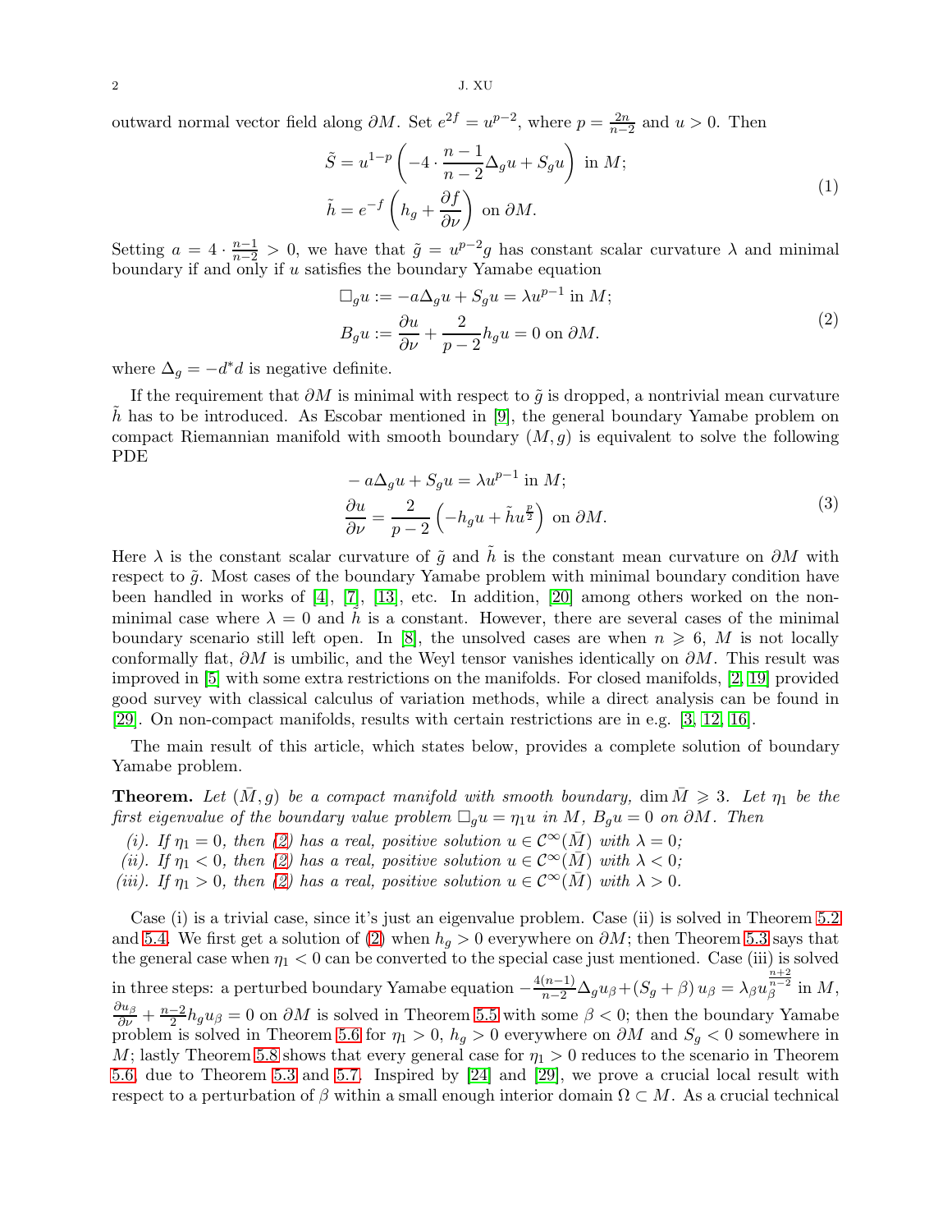outward normal vector field along $\partial M$. Set $e^{2f} = u^{p-2}$, where $p = \frac{2n}{n-2}$ and $u > 0$. Then

$$
\begin{aligned}
\tilde{S} &= u^{1-p}\left(-4 \cdot \frac{n-1}{n-2}\Delta_g u + S_g u\right) \text{ in } M; \\
\tilde{h} &= e^{-f}\left(h_g + \frac{\partial f}{\partial \nu}\right) \text{ on } \partial M.
\end{aligned}
\tag{1}
$$

Setting $a = 4 \cdot \frac{n-1}{n-2} > 0$, we have that $\tilde{g} = u^{p-2}g$ has constant scalar curvature $\lambda$ and minimal boundary if and only if $u$ satisfies the boundary Yamabe equation

$$
\begin{aligned}
\Box_g u &:= -a\Delta_g u + S_g u = \lambda u^{p-1} \text{ in } M; \\
B_g u &:= \frac{\partial u}{\partial \nu} + \frac{2}{p-2}h_g u = 0 \text{ on } \partial M.
\end{aligned}
\tag{2}
$$

where $\Delta_g = -d^*d$ is negative definite.

If the requirement that $\partial M$ is minimal with respect to $\tilde{g}$ is dropped, a nontrivial mean curvature $\tilde{h}$ has to be introduced. As Escobar mentioned in [9], the general boundary Yamabe problem on compact Riemannian manifold with smooth boundary $(M, g)$ is equivalent to solve the following PDE

$$
\begin{aligned}
&-a\Delta_g u + S_g u = \lambda u^{p-1} \text{ in } M; \\
&\frac{\partial u}{\partial \nu} = \frac{2}{p-2}\left(-h_g u + \tilde{h} u^{\frac{p}{2}}\right) \text{ on } \partial M.
\end{aligned}
\tag{3}
$$

Here $\lambda$ is the constant scalar curvature of $\tilde{g}$ and $\tilde{h}$ is the constant mean curvature on $\partial M$ with respect to $\tilde{g}$. Most cases of the boundary Yamabe problem with minimal boundary condition have been handled in works of [4], [7], [13], etc. In addition, [20] among others worked on the non-minimal case where $\lambda = 0$ and $\tilde{h}$ is a constant. However, there are several cases of the minimal boundary scenario still left open. In [8], the unsolved cases are when $n \geqslant 6$, $M$ is not locally conformally flat, $\partial M$ is umbilic, and the Weyl tensor vanishes identically on $\partial M$. This result was improved in [5] with some extra restrictions on the manifolds. For closed manifolds, [2, 19] provided good survey with classical calculus of variation methods, while a direct analysis can be found in [29]. On non-compact manifolds, results with certain restrictions are in e.g. [3, 12, 16].

The main result of this article, which states below, provides a complete solution of boundary Yamabe problem.

**Theorem.** *Let $(\bar{M}, g)$ be a compact manifold with smooth boundary, $\dim \bar{M} \geqslant 3$. Let $\eta_1$ be the first eigenvalue of the boundary value problem $\Box_g u = \eta_1 u$ in $M$, $B_g u = 0$ on $\partial M$. Then*

*(i). If $\eta_1 = 0$, then (2) has a real, positive solution $u \in \mathcal{C}^\infty(\bar{M})$ with $\lambda = 0$;*
*(ii). If $\eta_1 < 0$, then (2) has a real, positive solution $u \in \mathcal{C}^\infty(\bar{M})$ with $\lambda < 0$;*
*(iii). If $\eta_1 > 0$, then (2) has a real, positive solution $u \in \mathcal{C}^\infty(\bar{M})$ with $\lambda > 0$.*

Case (i) is a trivial case, since it's just an eigenvalue problem. Case (ii) is solved in Theorem 5.2 and 5.4. We first get a solution of (2) when $h_g > 0$ everywhere on $\partial M$; then Theorem 5.3 says that the general case when $\eta_1 < 0$ can be converted to the special case just mentioned. Case (iii) is solved in three steps: a perturbed boundary Yamabe equation $-\frac{4(n-1)}{n-2}\Delta_g u_\beta + (S_g + \beta) u_\beta = \lambda_\beta u_\beta^{\frac{n+2}{n-2}}$ in $M$, $\frac{\partial u_\beta}{\partial \nu} + \frac{n-2}{2}h_g u_\beta = 0$ on $\partial M$ is solved in Theorem 5.5 with some $\beta < 0$; then the boundary Yamabe problem is solved in Theorem 5.6 for $\eta_1 > 0$, $h_g > 0$ everywhere on $\partial M$ and $S_g < 0$ somewhere in $M$; lastly Theorem 5.8 shows that every general case for $\eta_1 > 0$ reduces to the scenario in Theorem 5.6, due to Theorem 5.3 and 5.7. Inspired by [24] and [29], we prove a crucial local result with respect to a perturbation of $\beta$ within a small enough interior domain $\Omega \subset M$. As a crucial technical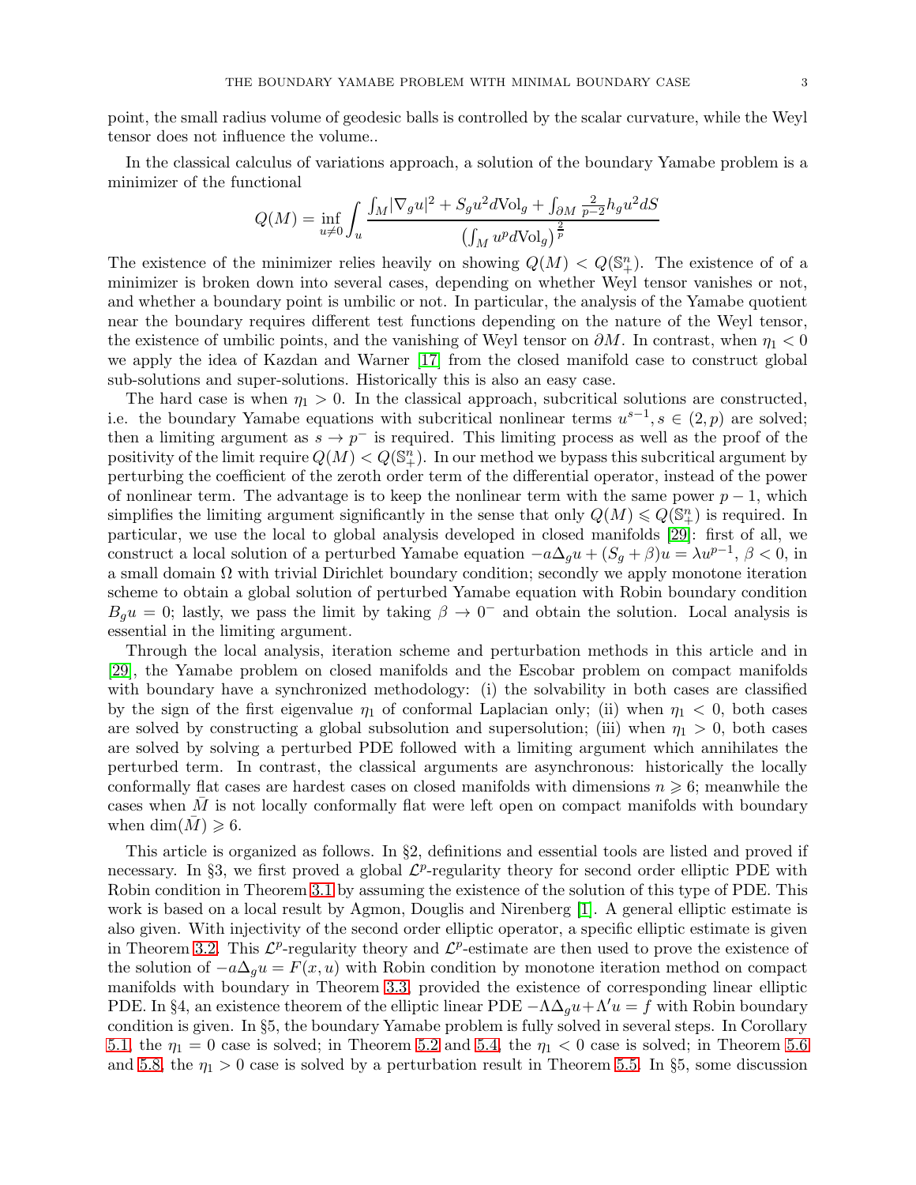point, the small radius volume of geodesic balls is controlled by the scalar curvature, while the Weyl tensor does not influence the volume..

In the classical calculus of variations approach, a solution of the boundary Yamabe problem is a minimizer of the functional

$$Q(M) = \inf_{u \neq 0} \int_u \frac{\int_M |\nabla_g u|^2 + S_g u^2 d\text{Vol}_g + \int_{\partial M} \frac{2}{p-2} h_g u^2 dS}{\left(\int_M u^p d\text{Vol}_g\right)^{\frac{2}{p}}}$$

The existence of the minimizer relies heavily on showing $Q(M) < Q(\mathbb{S}^n_+)$. The existence of of a minimizer is broken down into several cases, depending on whether Weyl tensor vanishes or not, and whether a boundary point is umbilic or not. In particular, the analysis of the Yamabe quotient near the boundary requires different test functions depending on the nature of the Weyl tensor, the existence of umbilic points, and the vanishing of Weyl tensor on $\partial M$. In contrast, when $\eta_1 < 0$ we apply the idea of Kazdan and Warner [17] from the closed manifold case to construct global sub-solutions and super-solutions. Historically this is also an easy case.

The hard case is when $\eta_1 > 0$. In the classical approach, subcritical solutions are constructed, i.e. the boundary Yamabe equations with subcritical nonlinear terms $u^{s-1}, s \in (2, p)$ are solved; then a limiting argument as $s \to p^-$ is required. This limiting process as well as the proof of the positivity of the limit require $Q(M) < Q(\mathbb{S}^n_+)$. In our method we bypass this subcritical argument by perturbing the coefficient of the zeroth order term of the differential operator, instead of the power of nonlinear term. The advantage is to keep the nonlinear term with the same power $p-1$, which simplifies the limiting argument significantly in the sense that only $Q(M) \leqslant Q(\mathbb{S}^n_+)$ is required. In particular, we use the local to global analysis developed in closed manifolds [29]: first of all, we construct a local solution of a perturbed Yamabe equation $-a\Delta_g u + (S_g + \beta)u = \lambda u^{p-1}$, $\beta < 0$, in a small domain $\Omega$ with trivial Dirichlet boundary condition; secondly we apply monotone iteration scheme to obtain a global solution of perturbed Yamabe equation with Robin boundary condition $B_g u = 0$; lastly, we pass the limit by taking $\beta \to 0^-$ and obtain the solution. Local analysis is essential in the limiting argument.

Through the local analysis, iteration scheme and perturbation methods in this article and in [29], the Yamabe problem on closed manifolds and the Escobar problem on compact manifolds with boundary have a synchronized methodology: (i) the solvability in both cases are classified by the sign of the first eigenvalue $\eta_1$ of conformal Laplacian only; (ii) when $\eta_1 < 0$, both cases are solved by constructing a global subsolution and supersolution; (iii) when $\eta_1 > 0$, both cases are solved by solving a perturbed PDE followed with a limiting argument which annihilates the perturbed term. In contrast, the classical arguments are asynchronous: historically the locally conformally flat cases are hardest cases on closed manifolds with dimensions $n \geqslant 6$; meanwhile the cases when $\bar{M}$ is not locally conformally flat were left open on compact manifolds with boundary when $\dim(\bar{M}) \geqslant 6$.

This article is organized as follows. In §2, definitions and essential tools are listed and proved if necessary. In §3, we first proved a global $\mathcal{L}^p$-regularity theory for second order elliptic PDE with Robin condition in Theorem 3.1 by assuming the existence of the solution of this type of PDE. This work is based on a local result by Agmon, Douglis and Nirenberg [1]. A general elliptic estimate is also given. With injectivity of the second order elliptic operator, a specific elliptic estimate is given in Theorem 3.2. This $\mathcal{L}^p$-regularity theory and $\mathcal{L}^p$-estimate are then used to prove the existence of the solution of $-a\Delta_g u = F(x, u)$ with Robin condition by monotone iteration method on compact manifolds with boundary in Theorem 3.3, provided the existence of corresponding linear elliptic PDE. In §4, an existence theorem of the elliptic linear PDE $-\Lambda\Delta_g u + \Lambda' u = f$ with Robin boundary condition is given. In §5, the boundary Yamabe problem is fully solved in several steps. In Corollary 5.1, the $\eta_1 = 0$ case is solved; in Theorem 5.2 and 5.4, the $\eta_1 < 0$ case is solved; in Theorem 5.6 and 5.8, the $\eta_1 > 0$ case is solved by a perturbation result in Theorem 5.5. In §5, some discussion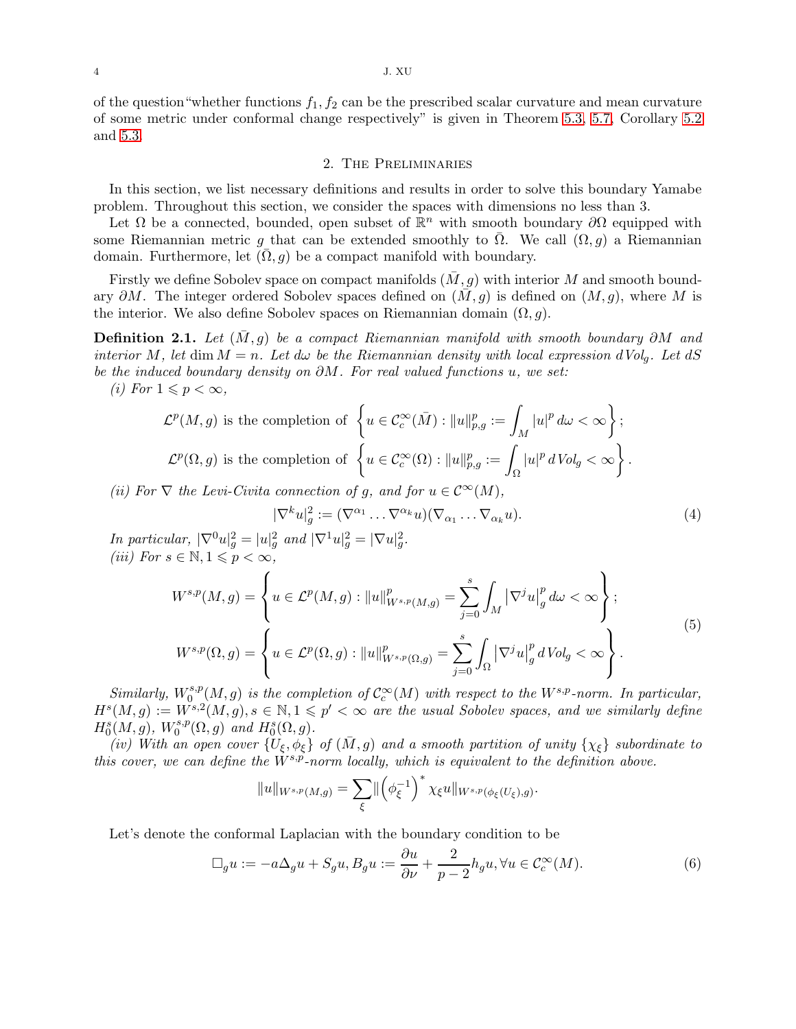of the question"whether functions $f_1, f_2$ can be the prescribed scalar curvature and mean curvature of some metric under conformal change respectively" is given in Theorem 5.3, 5.7, Corollary 5.2 and 5.3.

## 2. The Preliminaries

In this section, we list necessary definitions and results in order to solve this boundary Yamabe problem. Throughout this section, we consider the spaces with dimensions no less than 3.

Let $\Omega$ be a connected, bounded, open subset of $\mathbb{R}^n$ with smooth boundary $\partial\Omega$ equipped with some Riemannian metric $g$ that can be extended smoothly to $\bar{\Omega}$. We call $(\Omega, g)$ a Riemannian domain. Furthermore, let $(\bar{\Omega}, g)$ be a compact manifold with boundary.

Firstly we define Sobolev space on compact manifolds $(\bar{M}, g)$ with interior $M$ and smooth boundary $\partial M$. The integer ordered Sobolev spaces defined on $(\bar{M}, g)$ is defined on $(M, g)$, where $M$ is the interior. We also define Sobolev spaces on Riemannian domain $(\Omega, g)$.

**Definition 2.1.** *Let $(\bar{M}, g)$ be a compact Riemannian manifold with smooth boundary $\partial M$ and interior $M$, let $\dim M = n$. Let $d\omega$ be the Riemannian density with local expression $dVol_g$. Let $dS$ be the induced boundary density on $\partial M$. For real valued functions $u$, we set:*

*(i) For $1 \leqslant p < \infty$,*

$$\mathcal{L}^p(M, g) \text{ is the completion of } \left\{ u \in \mathcal{C}_c^\infty(\bar{M}) : \|u\|_{p,g}^p := \int_M |u|^p \, d\omega < \infty \right\};$$
$$\mathcal{L}^p(\Omega, g) \text{ is the completion of } \left\{ u \in \mathcal{C}_c^\infty(\Omega) : \|u\|_{p,g}^p := \int_\Omega |u|^p \, dVol_g < \infty \right\}.$$

*(ii) For $\nabla$ the Levi-Civita connection of $g$, and for $u \in \mathcal{C}^\infty(M)$,*

$$|\nabla^k u|_g^2 := (\nabla^{\alpha_1} \dots \nabla^{\alpha_k} u)(\nabla_{\alpha_1} \dots \nabla_{\alpha_k} u). \tag{4}$$

*In particular, $|\nabla^0 u|_g^2 = |u|_g^2$ and $|\nabla^1 u|_g^2 = |\nabla u|_g^2$.*

*(iii) For $s \in \mathbb{N}, 1 \leqslant p < \infty$,*

$$\begin{split} W^{s,p}(M, g) &= \left\{ u \in \mathcal{L}^p(M, g) : \|u\|_{W^{s,p}(M,g)}^p = \sum_{j=0}^s \int_M \left|\nabla^j u\right|_g^p d\omega < \infty \right\}; \\ W^{s,p}(\Omega, g) &= \left\{ u \in \mathcal{L}^p(\Omega, g) : \|u\|_{W^{s,p}(\Omega,g)}^p = \sum_{j=0}^s \int_\Omega \left|\nabla^j u\right|_g^p dVol_g < \infty \right\}. \end{split} \tag{5}$$

*Similarly, $W_0^{s,p}(M, g)$ is the completion of $\mathcal{C}_c^\infty(M)$ with respect to the $W^{s,p}$-norm. In particular, $H^s(M, g) := W^{s,2}(M, g), s \in \mathbb{N}, 1 \leqslant p' < \infty$ are the usual Sobolev spaces, and we similarly define $H_0^s(M, g)$, $W_0^{s,p}(\Omega, g)$ and $H_0^s(\Omega, g)$.*

*(iv) With an open cover $\{U_\xi, \phi_\xi\}$ of $(\bar{M}, g)$ and a smooth partition of unity $\{\chi_\xi\}$ subordinate to this cover, we can define the $W^{s,p}$-norm locally, which is equivalent to the definition above.*

$$\|u\|_{W^{s,p}(M,g)} = \sum_\xi \|\left(\phi_\xi^{-1}\right)^* \chi_\xi u\|_{W^{s,p}(\phi_\xi(U_\xi), g)}.$$

Let's denote the conformal Laplacian with the boundary condition to be

$$\Box_g u := -a\Delta_g u + S_g u, B_g u := \frac{\partial u}{\partial \nu} + \frac{2}{p-2} h_g u, \forall u \in \mathcal{C}_c^\infty(M). \tag{6}$$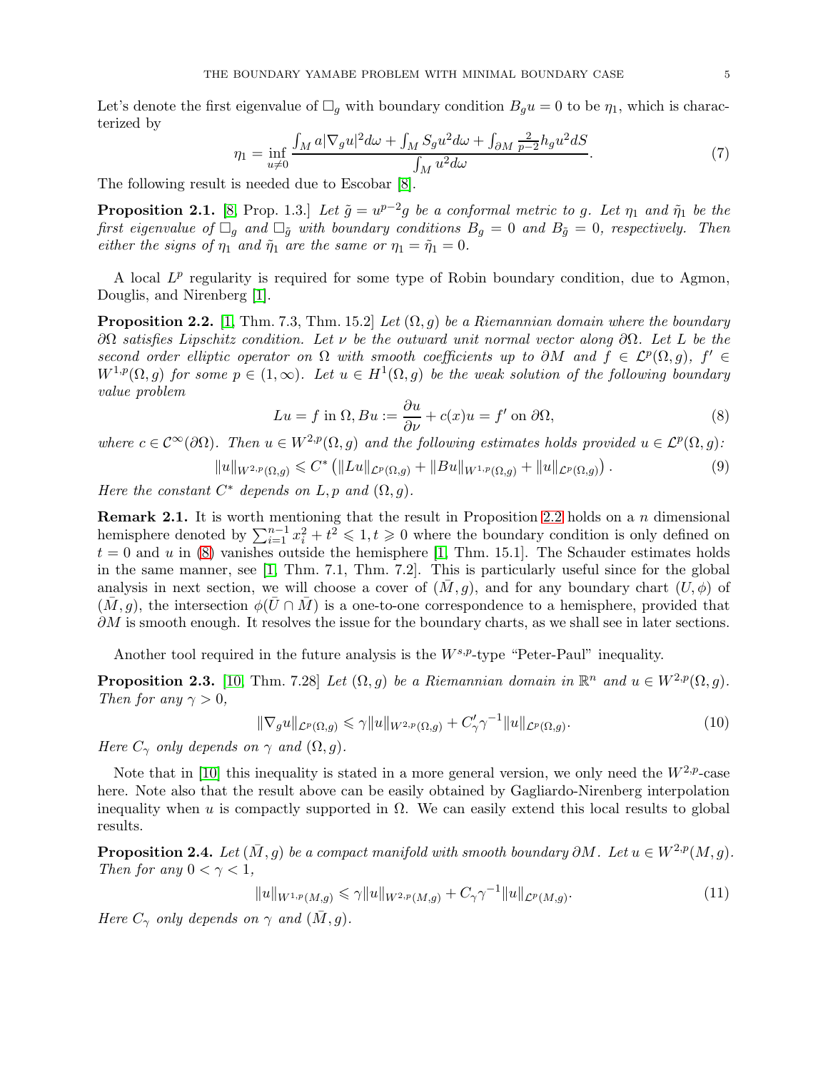Let's denote the first eigenvalue of $\Box_g$ with boundary condition $B_g u = 0$ to be $\eta_1$, which is characterized by

$$\eta_1 = \inf_{u \neq 0} \frac{\int_M a|\nabla_g u|^2 d\omega + \int_M S_g u^2 d\omega + \int_{\partial M} \frac{2}{p-2} h_g u^2 dS}{\int_M u^2 d\omega}. \tag{7}$$

The following result is needed due to Escobar [8].

**Proposition 2.1.** [8, Prop. 1.3.] *Let $\tilde{g} = u^{p-2} g$ be a conformal metric to $g$. Let $\eta_1$ and $\tilde{\eta}_1$ be the first eigenvalue of $\Box_g$ and $\Box_{\tilde{g}}$ with boundary conditions $B_g = 0$ and $B_{\tilde{g}} = 0$, respectively. Then either the signs of $\eta_1$ and $\tilde{\eta}_1$ are the same or $\eta_1 = \tilde{\eta}_1 = 0$.*

A local $L^p$ regularity is required for some type of Robin boundary condition, due to Agmon, Douglis, and Nirenberg [1].

**Proposition 2.2.** [1, Thm. 7.3, Thm. 15.2] *Let $(\Omega, g)$ be a Riemannian domain where the boundary $\partial\Omega$ satisfies Lipschitz condition. Let $\nu$ be the outward unit normal vector along $\partial\Omega$. Let $L$ be the second order elliptic operator on $\Omega$ with smooth coefficients up to $\partial M$ and $f \in \mathcal{L}^p(\Omega, g)$, $f' \in W^{1,p}(\Omega, g)$ for some $p \in (1, \infty)$. Let $u \in H^1(\Omega, g)$ be the weak solution of the following boundary value problem*

$$Lu = f \text{ in } \Omega, Bu := \frac{\partial u}{\partial \nu} + c(x)u = f' \text{ on } \partial\Omega, \tag{8}$$

*where $c \in \mathcal{C}^\infty(\partial\Omega)$. Then $u \in W^{2,p}(\Omega, g)$ and the following estimates holds provided $u \in \mathcal{L}^p(\Omega, g)$:*

$$\|u\|_{W^{2,p}(\Omega,g)} \leqslant C^* \left( \|Lu\|_{\mathcal{L}^p(\Omega,g)} + \|Bu\|_{W^{1,p}(\Omega,g)} + \|u\|_{\mathcal{L}^p(\Omega,g)} \right). \tag{9}$$

*Here the constant $C^*$ depends on $L, p$ and $(\Omega, g)$.*

**Remark 2.1.** It is worth mentioning that the result in Proposition 2.2 holds on a $n$ dimensional hemisphere denoted by $\sum_{i=1}^{n-1} x_i^2 + t^2 \leqslant 1, t \geqslant 0$ where the boundary condition is only defined on $t = 0$ and $u$ in (8) vanishes outside the hemisphere [1, Thm. 15.1]. The Schauder estimates holds in the same manner, see [1, Thm. 7.1, Thm. 7.2]. This is particularly useful since for the global analysis in next section, we will choose a cover of $(\bar{M}, g)$, and for any boundary chart $(U, \phi)$ of $(\bar{M}, g)$, the intersection $\phi(\bar{U} \cap \bar{M})$ is a one-to-one correspondence to a hemisphere, provided that $\partial M$ is smooth enough. It resolves the issue for the boundary charts, as we shall see in later sections.

Another tool required in the future analysis is the $W^{s,p}$-type "Peter-Paul" inequality.

**Proposition 2.3.** [10, Thm. 7.28] *Let $(\Omega, g)$ be a Riemannian domain in $\mathbb{R}^n$ and $u \in W^{2,p}(\Omega, g)$. Then for any $\gamma > 0$,*

$$\|\nabla_g u\|_{\mathcal{L}^p(\Omega,g)} \leqslant \gamma \|u\|_{W^{2,p}(\Omega,g)} + C'_\gamma \gamma^{-1} \|u\|_{\mathcal{L}^p(\Omega,g)}. \tag{10}$$

*Here $C_\gamma$ only depends on $\gamma$ and $(\Omega, g)$.*

Note that in [10] this inequality is stated in a more general version, we only need the $W^{2,p}$-case here. Note also that the result above can be easily obtained by Gagliardo-Nirenberg interpolation inequality when $u$ is compactly supported in $\Omega$. We can easily extend this local results to global results.

**Proposition 2.4.** *Let $(\bar{M}, g)$ be a compact manifold with smooth boundary $\partial M$. Let $u \in W^{2,p}(M, g)$. Then for any $0 < \gamma < 1$,*

$$\|u\|_{W^{1,p}(M,g)} \leqslant \gamma \|u\|_{W^{2,p}(M,g)} + C_\gamma \gamma^{-1} \|u\|_{\mathcal{L}^p(M,g)}. \tag{11}$$

*Here $C_\gamma$ only depends on $\gamma$ and $(\bar{M}, g)$.*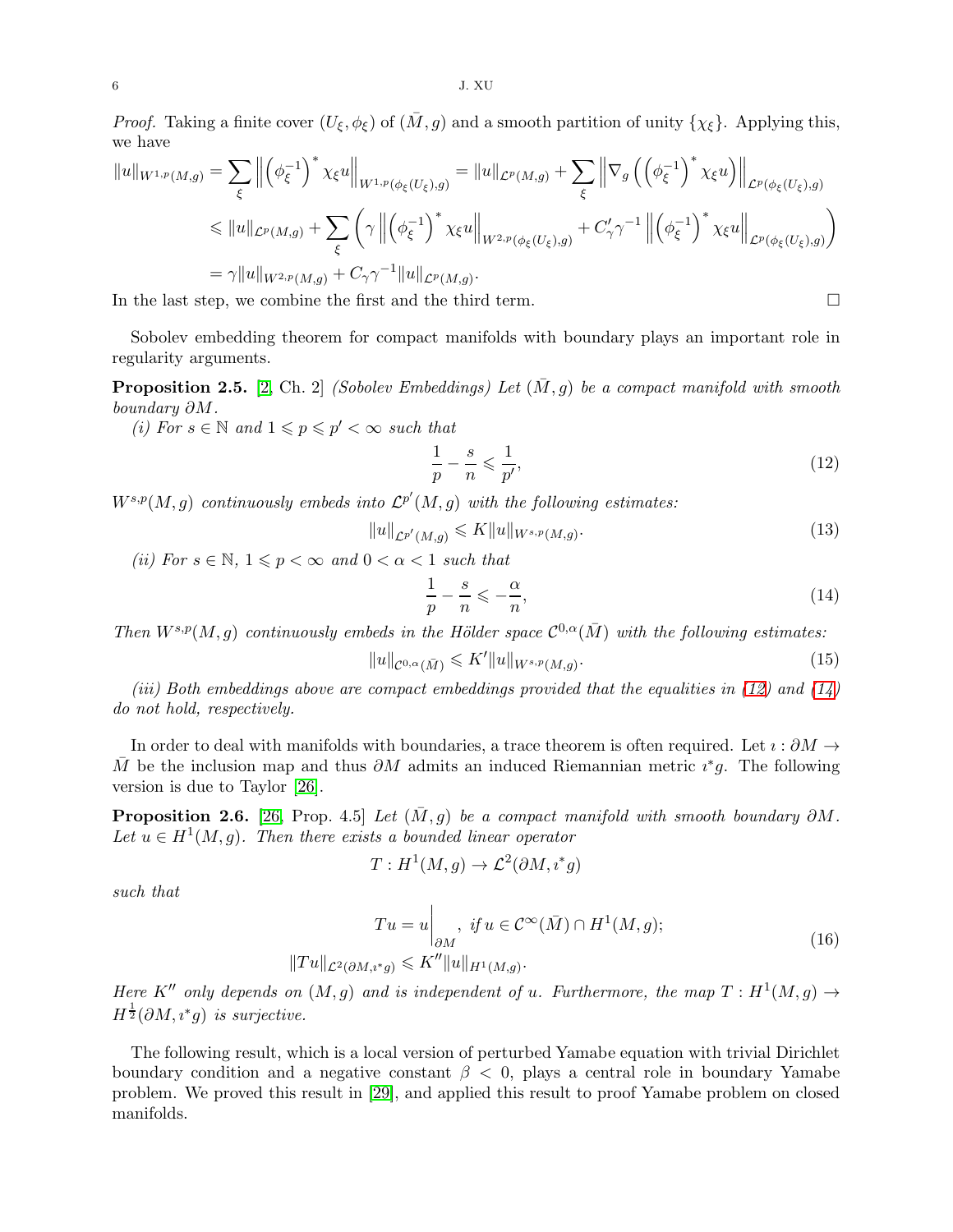*Proof.* Taking a finite cover $(U_\xi, \phi_\xi)$ of $(\bar{M}, g)$ and a smooth partition of unity $\{\chi_\xi\}$. Applying this, we have

$$
\begin{aligned}
\|u\|_{W^{1,p}(M,g)} &= \sum_\xi \left\| \left(\phi_\xi^{-1}\right)^* \chi_\xi u \right\|_{W^{1,p}(\phi_\xi(U_\xi),g)} = \|u\|_{\mathcal{L}^p(M,g)} + \sum_\xi \left\| \nabla_g \left( \left(\phi_\xi^{-1}\right)^* \chi_\xi u \right) \right\|_{\mathcal{L}^p(\phi_\xi(U_\xi),g)} \\
&\leqslant \|u\|_{\mathcal{L}^p(M,g)} + \sum_\xi \left( \gamma \left\| \left(\phi_\xi^{-1}\right)^* \chi_\xi u \right\|_{W^{2,p}(\phi_\xi(U_\xi),g)} + C'_\gamma \gamma^{-1} \left\| \left(\phi_\xi^{-1}\right)^* \chi_\xi u \right\|_{\mathcal{L}^p(\phi_\xi(U_\xi),g)} \right) \\
&= \gamma \|u\|_{W^{2,p}(M,g)} + C_\gamma \gamma^{-1} \|u\|_{\mathcal{L}^p(M,g)}.
\end{aligned}
$$

In the last step, we combine the first and the third term. $\square$

Sobolev embedding theorem for compact manifolds with boundary plays an important role in regularity arguments.

**Proposition 2.5.** [2, Ch. 2] *(Sobolev Embeddings) Let $(\bar{M}, g)$ be a compact manifold with smooth boundary $\partial M$.*

*(i) For $s \in \mathbb{N}$ and $1 \leqslant p \leqslant p' < \infty$ such that*

$$
\frac{1}{p} - \frac{s}{n} \leqslant \frac{1}{p'}, \tag{12}
$$

*$W^{s,p}(M,g)$ continuously embeds into $\mathcal{L}^{p'}(M,g)$ with the following estimates:*

$$
\|u\|_{\mathcal{L}^{p'}(M,g)} \leqslant K \|u\|_{W^{s,p}(M,g)}. \tag{13}
$$

*(ii) For $s \in \mathbb{N}$, $1 \leqslant p < \infty$ and $0 < \alpha < 1$ such that*

$$
\frac{1}{p} - \frac{s}{n} \leqslant -\frac{\alpha}{n}, \tag{14}
$$

*Then $W^{s,p}(M,g)$ continuously embeds in the Hölder space $\mathcal{C}^{0,\alpha}(\bar{M})$ with the following estimates:*

$$
\|u\|_{\mathcal{C}^{0,\alpha}(\bar{M})} \leqslant K' \|u\|_{W^{s,p}(M,g)}. \tag{15}
$$

*(iii) Both embeddings above are compact embeddings provided that the equalities in (12) and (14) do not hold, respectively.*

In order to deal with manifolds with boundaries, a trace theorem is often required. Let $\imath : \partial M \to \bar{M}$ be the inclusion map and thus $\partial M$ admits an induced Riemannian metric $\imath^* g$. The following version is due to Taylor [26].

**Proposition 2.6.** [26, Prop. 4.5] *Let $(\bar{M}, g)$ be a compact manifold with smooth boundary $\partial M$. Let $u \in H^1(M,g)$. Then there exists a bounded linear operator*

$$
T : H^1(M,g) \to \mathcal{L}^2(\partial M, \imath^* g)
$$

*such that*

$$
\begin{aligned}
Tu &= u\bigg|_{\partial M}, \text{ if } u \in \mathcal{C}^\infty(\bar{M}) \cap H^1(M,g); \\
\|Tu\|_{\mathcal{L}^2(\partial M, \imath^* g)} &\leqslant K'' \|u\|_{H^1(M,g)}.
\end{aligned} \tag{16}
$$

*Here $K''$ only depends on $(M,g)$ and is independent of $u$. Furthermore, the map $T : H^1(M,g) \to H^{\frac{1}{2}}(\partial M, \imath^* g)$ is surjective.*

The following result, which is a local version of perturbed Yamabe equation with trivial Dirichlet boundary condition and a negative constant $\beta < 0$, plays a central role in boundary Yamabe problem. We proved this result in [29], and applied this result to proof Yamabe problem on closed manifolds.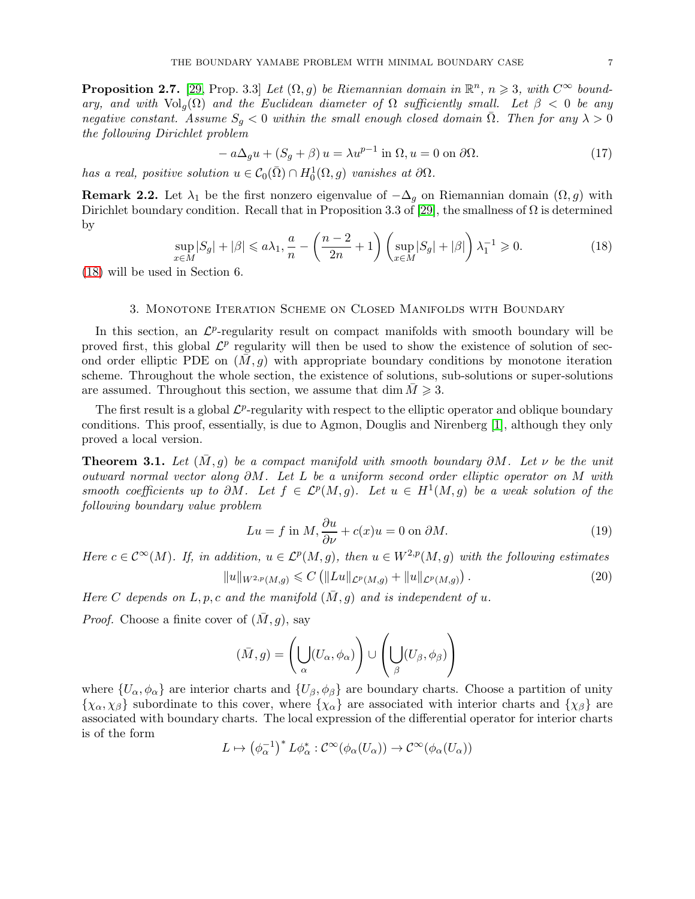**Proposition 2.7.** [29, Prop. 3.3] *Let $(\Omega, g)$ be Riemannian domain in $\mathbb{R}^n$, $n \geqslant 3$, with $\mathcal{C}^\infty$ boundary, and with $\text{Vol}_g(\Omega)$ and the Euclidean diameter of $\Omega$ sufficiently small. Let $\beta < 0$ be any negative constant. Assume $S_g < 0$ within the small enough closed domain $\bar{\Omega}$. Then for any $\lambda > 0$ the following Dirichlet problem*

$$-a\Delta_g u + (S_g + \beta)\, u = \lambda u^{p-1} \text{ in } \Omega, u = 0 \text{ on } \partial\Omega. \tag{17}$$

*has a real, positive solution $u \in \mathcal{C}_0(\bar{\Omega}) \cap H_0^1(\Omega, g)$ vanishes at $\partial\Omega$.*

**Remark 2.2.** Let $\lambda_1$ be the first nonzero eigenvalue of $-\Delta_g$ on Riemannian domain $(\Omega, g)$ with Dirichlet boundary condition. Recall that in Proposition 3.3 of [29], the smallness of $\Omega$ is determined by

$$\sup_{x\in M}|S_g| + |\beta| \leqslant a\lambda_1, \frac{a}{n} - \left(\frac{n-2}{2n} + 1\right)\left(\sup_{x\in M}|S_g| + |\beta|\right)\lambda_1^{-1} \geqslant 0. \tag{18}$$

(18) will be used in Section 6.

## 3. Monotone Iteration Scheme on Closed Manifolds with Boundary

In this section, an $\mathcal{L}^p$-regularity result on compact manifolds with smooth boundary will be proved first, this global $\mathcal{L}^p$ regularity will then be used to show the existence of solution of second order elliptic PDE on $(\bar{M}, g)$ with appropriate boundary conditions by monotone iteration scheme. Throughout the whole section, the existence of solutions, sub-solutions or super-solutions are assumed. Throughout this section, we assume that $\dim \bar{M} \geqslant 3$.

The first result is a global $\mathcal{L}^p$-regularity with respect to the elliptic operator and oblique boundary conditions. This proof, essentially, is due to Agmon, Douglis and Nirenberg [1], although they only proved a local version.

**Theorem 3.1.** *Let $(\bar{M}, g)$ be a compact manifold with smooth boundary $\partial M$. Let $\nu$ be the unit outward normal vector along $\partial M$. Let $L$ be a uniform second order elliptic operator on $M$ with smooth coefficients up to $\partial M$. Let $f \in \mathcal{L}^p(M, g)$. Let $u \in H^1(M, g)$ be a weak solution of the following boundary value problem*

$$Lu = f \text{ in } M, \frac{\partial u}{\partial \nu} + c(x)u = 0 \text{ on } \partial M. \tag{19}$$

*Here $c \in \mathcal{C}^\infty(M)$. If, in addition, $u \in \mathcal{L}^p(M, g)$, then $u \in W^{2,p}(M, g)$ with the following estimates*

$$\|u\|_{W^{2,p}(M,g)} \leqslant C\left(\|Lu\|_{\mathcal{L}^p(M,g)} + \|u\|_{\mathcal{L}^p(M,g)}\right). \tag{20}$$

*Here $C$ depends on $L, p, c$ and the manifold $(\bar{M}, g)$ and is independent of $u$.*

*Proof.* Choose a finite cover of $(\bar{M}, g)$, say

$$(\bar{M}, g) = \left(\bigcup_\alpha (U_\alpha, \phi_\alpha)\right) \cup \left(\bigcup_\beta (U_\beta, \phi_\beta)\right)$$

where $\{U_\alpha, \phi_\alpha\}$ are interior charts and $\{U_\beta, \phi_\beta\}$ are boundary charts. Choose a partition of unity $\{\chi_\alpha, \chi_\beta\}$ subordinate to this cover, where $\{\chi_\alpha\}$ are associated with interior charts and $\{\chi_\beta\}$ are associated with boundary charts. The local expression of the differential operator for interior charts is of the form

$$L \mapsto \left(\phi_\alpha^{-1}\right)^* L\phi_\alpha^* : \mathcal{C}^\infty(\phi_\alpha(U_\alpha)) \to \mathcal{C}^\infty(\phi_\alpha(U_\alpha))$$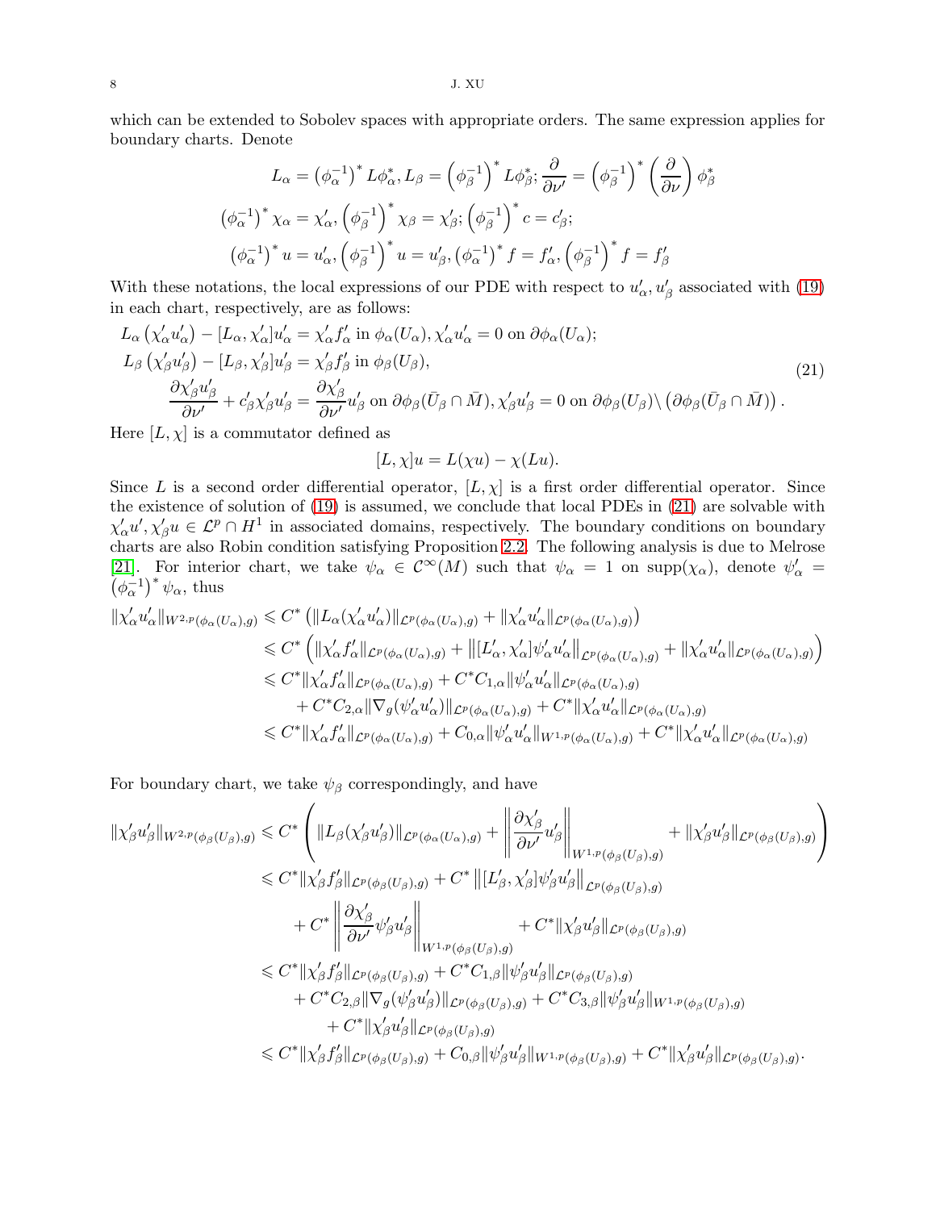which can be extended to Sobolev spaces with appropriate orders. The same expression applies for boundary charts. Denote

$$
\begin{aligned}
L_\alpha = \left(\phi_\alpha^{-1}\right)^* L\phi_\alpha^*, L_\beta = \left(\phi_\beta^{-1}\right)^* L\phi_\beta^*; \frac{\partial}{\partial \nu'} = \left(\phi_\beta^{-1}\right)^* \left(\frac{\partial}{\partial \nu}\right)\phi_\beta^* \\
\left(\phi_\alpha^{-1}\right)^* \chi_\alpha = \chi_\alpha', \left(\phi_\beta^{-1}\right)^* \chi_\beta = \chi_\beta'; \left(\phi_\beta^{-1}\right)^* c = c_\beta'; \\
\left(\phi_\alpha^{-1}\right)^* u = u_\alpha', \left(\phi_\beta^{-1}\right)^* u = u_\beta', \left(\phi_\alpha^{-1}\right)^* f = f_\alpha', \left(\phi_\beta^{-1}\right)^* f = f_\beta'
\end{aligned}
$$

With these notations, the local expressions of our PDE with respect to $u_\alpha', u_\beta'$ associated with (19) in each chart, respectively, are as follows:

$$
\begin{aligned}
& L_\alpha\left(\chi_\alpha' u_\alpha'\right) - [L_\alpha, \chi_\alpha'] u_\alpha' = \chi_\alpha' f_\alpha' \text{ in } \phi_\alpha(U_\alpha), \chi_\alpha' u_\alpha' = 0 \text{ on } \partial\phi_\alpha(U_\alpha); \\
& L_\beta\left(\chi_\beta' u_\beta'\right) - [L_\beta, \chi_\beta'] u_\beta' = \chi_\beta' f_\beta' \text{ in } \phi_\beta(U_\beta), \\
& \qquad \frac{\partial \chi_\beta' u_\beta'}{\partial \nu'} + c_\beta' \chi_\beta' u_\beta' = \frac{\partial \chi_\beta'}{\partial \nu'} u_\beta' \text{ on } \partial\phi_\beta(\bar{U}_\beta \cap \bar{M}), \chi_\beta' u_\beta' = 0 \text{ on } \partial\phi_\beta(U_\beta) \backslash \left(\partial\phi_\beta(\bar{U}_\beta \cap \bar{M})\right).
\end{aligned} \tag{21}
$$

Here $[L, \chi]$ is a commutator defined as

$$
[L, \chi]u = L(\chi u) - \chi(Lu).
$$

Since $L$ is a second order differential operator, $[L, \chi]$ is a first order differential operator. Since the existence of solution of (19) is assumed, we conclude that local PDEs in (21) are solvable with $\chi_\alpha' u', \chi_\beta' u \in \mathcal{L}^p \cap H^1$ in associated domains, respectively. The boundary conditions on boundary charts are also Robin condition satisfying Proposition 2.2. The following analysis is due to Melrose [21]. For interior chart, we take $\psi_\alpha \in \mathcal{C}^\infty(M)$ such that $\psi_\alpha = 1$ on $\text{supp}(\chi_\alpha)$, denote $\psi_\alpha' = \left(\phi_\alpha^{-1}\right)^* \psi_\alpha$, thus

$$
\begin{aligned}
\|\chi_\alpha' u_\alpha'\|_{W^{2,p}(\phi_\alpha(U_\alpha), g)} &\leqslant C^* \left(\|L_\alpha(\chi_\alpha' u_\alpha')\|_{\mathcal{L}^p(\phi_\alpha(U_\alpha), g)} + \|\chi_\alpha' u_\alpha'\|_{\mathcal{L}^p(\phi_\alpha(U_\alpha), g)}\right) \\
&\leqslant C^* \left(\|\chi_\alpha' f_\alpha'\|_{\mathcal{L}^p(\phi_\alpha(U_\alpha), g)} + \left\|[L_\alpha', \chi_\alpha'] \psi_\alpha' u_\alpha'\right\|_{\mathcal{L}^p(\phi_\alpha(U_\alpha), g)} + \|\chi_\alpha' u_\alpha'\|_{\mathcal{L}^p(\phi_\alpha(U_\alpha), g)}\right) \\
&\leqslant C^* \|\chi_\alpha' f_\alpha'\|_{\mathcal{L}^p(\phi_\alpha(U_\alpha), g)} + C^* C_{1,\alpha} \|\psi_\alpha' u_\alpha'\|_{\mathcal{L}^p(\phi_\alpha(U_\alpha), g)} \\
&\quad + C^* C_{2,\alpha} \|\nabla_g(\psi_\alpha' u_\alpha')\|_{\mathcal{L}^p(\phi_\alpha(U_\alpha), g)} + C^* \|\chi_\alpha' u_\alpha'\|_{\mathcal{L}^p(\phi_\alpha(U_\alpha), g)} \\
&\leqslant C^* \|\chi_\alpha' f_\alpha'\|_{\mathcal{L}^p(\phi_\alpha(U_\alpha), g)} + C_{0,\alpha} \|\psi_\alpha' u_\alpha'\|_{W^{1,p}(\phi_\alpha(U_\alpha), g)} + C^* \|\chi_\alpha' u_\alpha'\|_{\mathcal{L}^p(\phi_\alpha(U_\alpha), g)}
\end{aligned}
$$

For boundary chart, we take $\psi_\beta$ correspondingly, and have

$$
\begin{aligned}
\|\chi_\beta' u_\beta'\|_{W^{2,p}(\phi_\beta(U_\beta), g)} &\leqslant C^* \left(\|L_\beta(\chi_\beta' u_\beta')\|_{\mathcal{L}^p(\phi_\alpha(U_\alpha), g)} + \left\|\frac{\partial \chi_\beta'}{\partial \nu'} u_\beta'\right\|_{W^{1,p}(\phi_\beta(U_\beta), g)} + \|\chi_\beta' u_\beta'\|_{\mathcal{L}^p(\phi_\beta(U_\beta), g)}\right) \\
&\leqslant C^* \|\chi_\beta' f_\beta'\|_{\mathcal{L}^p(\phi_\beta(U_\beta), g)} + C^* \left\|[L_\beta', \chi_\beta'] \psi_\beta' u_\beta'\right\|_{\mathcal{L}^p(\phi_\beta(U_\beta), g)} \\
&\quad + C^* \left\|\frac{\partial \chi_\beta'}{\partial \nu'} \psi_\beta' u_\beta'\right\|_{W^{1,p}(\phi_\beta(U_\beta), g)} + C^* \|\chi_\beta' u_\beta'\|_{\mathcal{L}^p(\phi_\beta(U_\beta), g)} \\
&\leqslant C^* \|\chi_\beta' f_\beta'\|_{\mathcal{L}^p(\phi_\beta(U_\beta), g)} + C^* C_{1,\beta} \|\psi_\beta' u_\beta'\|_{\mathcal{L}^p(\phi_\beta(U_\beta), g)} \\
&\quad + C^* C_{2,\beta} \|\nabla_g(\psi_\beta' u_\beta')\|_{\mathcal{L}^p(\phi_\beta(U_\beta), g)} + C^* C_{3,\beta} \|\psi_\beta' u_\beta'\|_{W^{1,p}(\phi_\beta(U_\beta), g)} \\
&\qquad + C^* \|\chi_\beta' u_\beta'\|_{\mathcal{L}^p(\phi_\beta(U_\beta), g)} \\
&\leqslant C^* \|\chi_\beta' f_\beta'\|_{\mathcal{L}^p(\phi_\beta(U_\beta), g)} + C_{0,\beta} \|\psi_\beta' u_\beta'\|_{W^{1,p}(\phi_\beta(U_\beta), g)} + C^* \|\chi_\beta' u_\beta'\|_{\mathcal{L}^p(\phi_\beta(U_\beta), g)}.
\end{aligned}
$$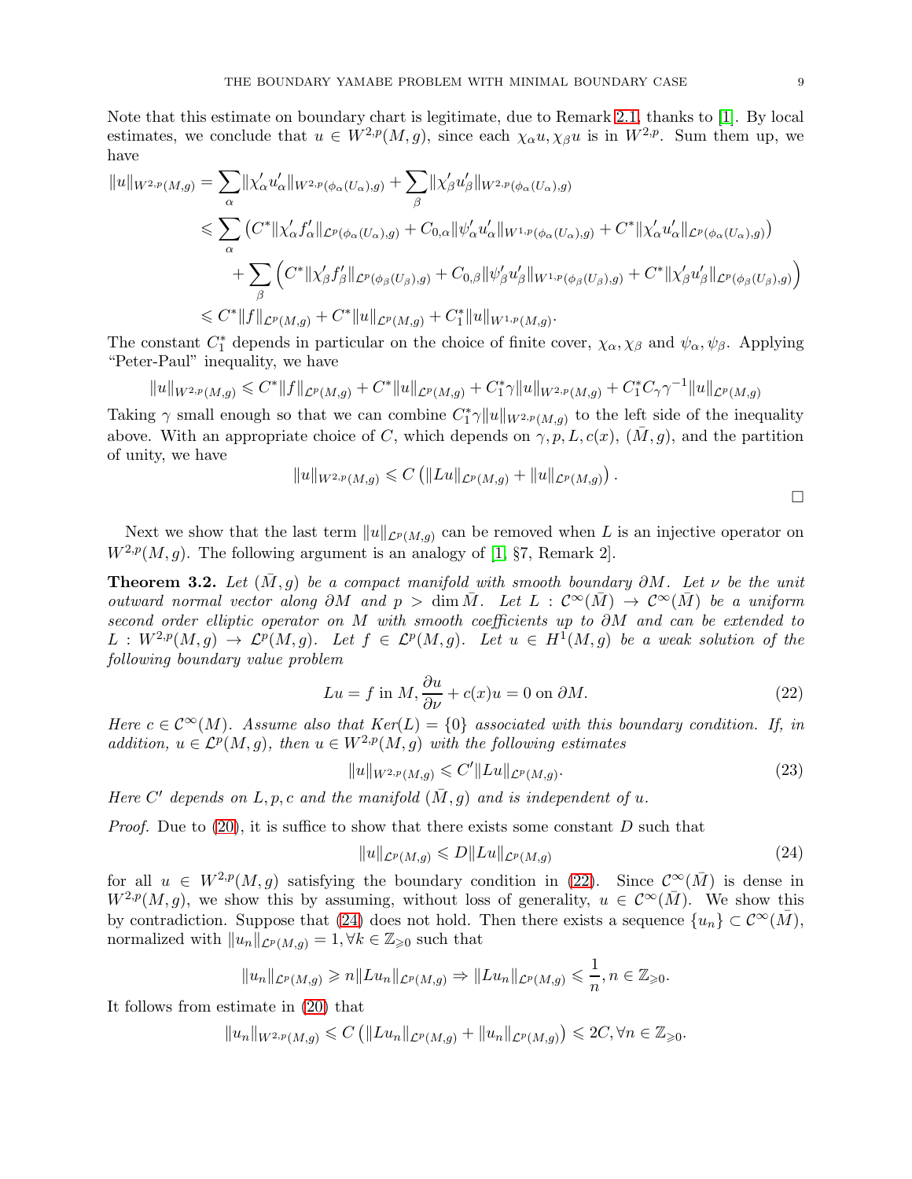Note that this estimate on boundary chart is legitimate, due to Remark 2.1, thanks to [1]. By local estimates, we conclude that $u \in W^{2,p}(M,g)$, since each $\chi_\alpha u, \chi_\beta u$ is in $W^{2,p}$. Sum them up, we have

$$
\begin{aligned}
\|u\|_{W^{2,p}(M,g)} &= \sum_\alpha \|\chi'_\alpha u'_\alpha\|_{W^{2,p}(\phi_\alpha(U_\alpha),g)} + \sum_\beta \|\chi'_\beta u'_\beta\|_{W^{2,p}(\phi_\alpha(U_\alpha),g)} \\
&\leqslant \sum_\alpha \left( C^* \|\chi'_\alpha f'_\alpha\|_{\mathcal{L}^p(\phi_\alpha(U_\alpha),g)} + C_{0,\alpha} \|\psi'_\alpha u'_\alpha\|_{W^{1,p}(\phi_\alpha(U_\alpha),g)} + C^* \|\chi'_\alpha u'_\alpha\|_{\mathcal{L}^p(\phi_\alpha(U_\alpha),g)} \right) \\
&\quad + \sum_\beta \left( C^* \|\chi'_\beta f'_\beta\|_{\mathcal{L}^p(\phi_\beta(U_\beta),g)} + C_{0,\beta} \|\psi'_\beta u'_\beta\|_{W^{1,p}(\phi_\beta(U_\beta),g)} + C^* \|\chi'_\beta u'_\beta\|_{\mathcal{L}^p(\phi_\beta(U_\beta),g)} \right) \\
&\leqslant C^* \|f\|_{\mathcal{L}^p(M,g)} + C^* \|u\|_{\mathcal{L}^p(M,g)} + C_1^* \|u\|_{W^{1,p}(M,g)}.
\end{aligned}
$$

The constant $C_1^*$ depends in particular on the choice of finite cover, $\chi_\alpha, \chi_\beta$ and $\psi_\alpha, \psi_\beta$. Applying "Peter-Paul" inequality, we have

$$
\|u\|_{W^{2,p}(M,g)} \leqslant C^* \|f\|_{\mathcal{L}^p(M,g)} + C^* \|u\|_{\mathcal{L}^p(M,g)} + C_1^* \gamma \|u\|_{W^{2,p}(M,g)} + C_1^* C_\gamma \gamma^{-1} \|u\|_{\mathcal{L}^p(M,g)}
$$

Taking $\gamma$ small enough so that we can combine $C_1^* \gamma \|u\|_{W^{2,p}(M,g)}$ to the left side of the inequality above. With an appropriate choice of $C$, which depends on $\gamma, p, L, c(x)$, $(\bar{M}, g)$, and the partition of unity, we have

$$
\|u\|_{W^{2,p}(M,g)} \leqslant C \left( \|Lu\|_{\mathcal{L}^p(M,g)} + \|u\|_{\mathcal{L}^p(M,g)} \right).
$$

□

Next we show that the last term $\|u\|_{\mathcal{L}^p(M,g)}$ can be removed when $L$ is an injective operator on $W^{2,p}(M,g)$. The following argument is an analogy of [1, §7, Remark 2].

**Theorem 3.2.** *Let $(\bar{M}, g)$ be a compact manifold with smooth boundary $\partial M$. Let $\nu$ be the unit outward normal vector along $\partial M$ and $p > \dim \bar{M}$. Let $L : \mathcal{C}^\infty(\bar{M}) \to \mathcal{C}^\infty(\bar{M})$ be a uniform second order elliptic operator on $M$ with smooth coefficients up to $\partial M$ and can be extended to $L : W^{2,p}(M,g) \to \mathcal{L}^p(M,g)$. Let $f \in \mathcal{L}^p(M,g)$. Let $u \in H^1(M,g)$ be a weak solution of the following boundary value problem*

$$
Lu = f \text{ in } M, \frac{\partial u}{\partial \nu} + c(x)u = 0 \text{ on } \partial M. \tag{22}
$$

*Here $c \in \mathcal{C}^\infty(M)$. Assume also that $Ker(L) = \{0\}$ associated with this boundary condition. If, in addition, $u \in \mathcal{L}^p(M,g)$, then $u \in W^{2,p}(M,g)$ with the following estimates*

$$
\|u\|_{W^{2,p}(M,g)} \leqslant C' \|Lu\|_{\mathcal{L}^p(M,g)}. \tag{23}
$$

*Here $C'$ depends on $L, p, c$ and the manifold $(\bar{M}, g)$ and is independent of $u$.*

*Proof.* Due to (20), it is suffice to show that there exists some constant $D$ such that

$$
\|u\|_{\mathcal{L}^p(M,g)} \leqslant D \|Lu\|_{\mathcal{L}^p(M,g)} \tag{24}
$$

for all $u \in W^{2,p}(M,g)$ satisfying the boundary condition in (22). Since $\mathcal{C}^\infty(\bar{M})$ is dense in $W^{2,p}(M,g)$, we show this by assuming, without loss of generality, $u \in \mathcal{C}^\infty(\bar{M})$. We show this by contradiction. Suppose that (24) does not hold. Then there exists a sequence $\{u_n\} \subset \mathcal{C}^\infty(\bar{M})$, normalized with $\|u_n\|_{\mathcal{L}^p(M,g)} = 1, \forall k \in \mathbb{Z}_{\geqslant 0}$ such that

$$
\|u_n\|_{\mathcal{L}^p(M,g)} \geqslant n \|Lu_n\|_{\mathcal{L}^p(M,g)} \Rightarrow \|Lu_n\|_{\mathcal{L}^p(M,g)} \leqslant \frac{1}{n}, n \in \mathbb{Z}_{\geqslant 0}.
$$

It follows from estimate in (20) that

$$
\|u_n\|_{W^{2,p}(M,g)} \leqslant C \left( \|Lu_n\|_{\mathcal{L}^p(M,g)} + \|u_n\|_{\mathcal{L}^p(M,g)} \right) \leqslant 2C, \forall n \in \mathbb{Z}_{\geqslant 0}.
$$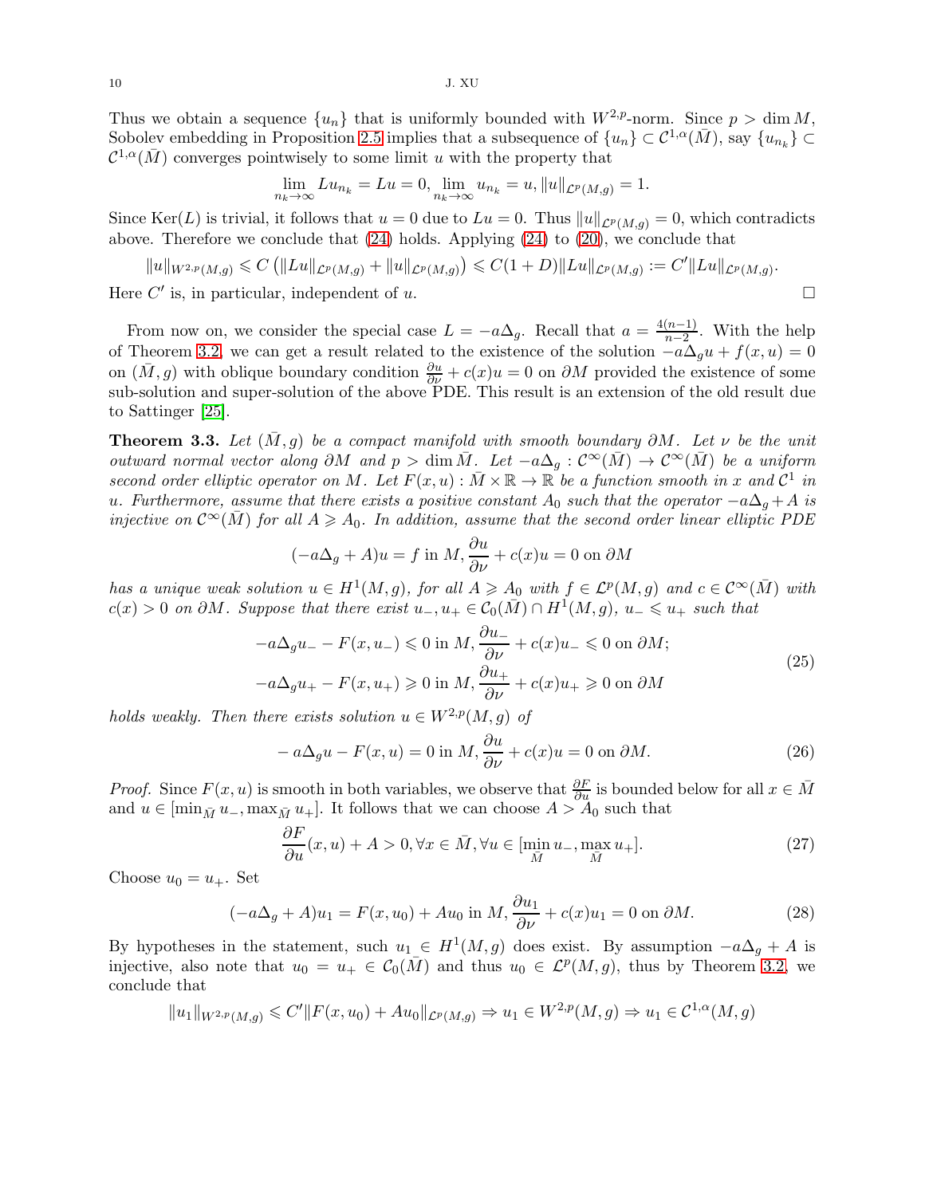Thus we obtain a sequence $\{u_n\}$ that is uniformly bounded with $W^{2,p}$-norm. Since $p > \dim M$, Sobolev embedding in Proposition 2.5 implies that a subsequence of $\{u_n\} \subset \mathcal{C}^{1,\alpha}(\bar{M})$, say $\{u_{n_k}\} \subset \mathcal{C}^{1,\alpha}(\bar{M})$ converges pointwisely to some limit $u$ with the property that

$$\lim_{n_k \to \infty} Lu_{n_k} = Lu = 0, \lim_{n_k \to \infty} u_{n_k} = u, \|u\|_{\mathcal{L}^p(M,g)} = 1.$$

Since $\text{Ker}(L)$ is trivial, it follows that $u = 0$ due to $Lu = 0$. Thus $\|u\|_{\mathcal{L}^p(M,g)} = 0$, which contradicts above. Therefore we conclude that (24) holds. Applying (24) to (20), we conclude that

$$\|u\|_{W^{2,p}(M,g)} \leqslant C\left(\|Lu\|_{\mathcal{L}^p(M,g)} + \|u\|_{\mathcal{L}^p(M,g)}\right) \leqslant C(1+D)\|Lu\|_{\mathcal{L}^p(M,g)} := C'\|Lu\|_{\mathcal{L}^p(M,g)}.$$

Here $C'$ is, in particular, independent of $u$. $\square$

From now on, we consider the special case $L = -a\Delta_g$. Recall that $a = \frac{4(n-1)}{n-2}$. With the help of Theorem 3.2, we can get a result related to the existence of the solution $-a\Delta_g u + f(x,u) = 0$ on $(\bar{M}, g)$ with oblique boundary condition $\frac{\partial u}{\partial \nu} + c(x)u = 0$ on $\partial M$ provided the existence of some sub-solution and super-solution of the above PDE. This result is an extension of the old result due to Sattinger [25].

**Theorem 3.3.** *Let $(\bar{M}, g)$ be a compact manifold with smooth boundary $\partial M$. Let $\nu$ be the unit outward normal vector along $\partial M$ and $p > \dim \bar{M}$. Let $-a\Delta_g : \mathcal{C}^\infty(\bar{M}) \to \mathcal{C}^\infty(\bar{M})$ be a uniform second order elliptic operator on $M$. Let $F(x,u) : \bar{M} \times \mathbb{R} \to \mathbb{R}$ be a function smooth in $x$ and $\mathcal{C}^1$ in $u$. Furthermore, assume that there exists a positive constant $A_0$ such that the operator $-a\Delta_g + A$ is injective on $\mathcal{C}^\infty(\bar{M})$ for all $A \geqslant A_0$. In addition, assume that the second order linear elliptic PDE*

$$(-a\Delta_g + A)u = f \text{ in } M, \frac{\partial u}{\partial \nu} + c(x)u = 0 \text{ on } \partial M$$

*has a unique weak solution $u \in H^1(M,g)$, for all $A \geqslant A_0$ with $f \in \mathcal{L}^p(M,g)$ and $c \in \mathcal{C}^\infty(\bar{M})$ with $c(x) > 0$ on $\partial M$. Suppose that there exist $u_-, u_+ \in \mathcal{C}_0(\bar{M}) \cap H^1(M,g)$, $u_- \leqslant u_+$ such that*

$$\begin{aligned}
&-a\Delta_g u_- - F(x,u_-) \leqslant 0 \text{ in } M, \frac{\partial u_-}{\partial \nu} + c(x)u_- \leqslant 0 \text{ on } \partial M; \\
&-a\Delta_g u_+ - F(x,u_+) \geqslant 0 \text{ in } M, \frac{\partial u_+}{\partial \nu} + c(x)u_+ \geqslant 0 \text{ on } \partial M
\end{aligned} \tag{25}$$

*holds weakly. Then there exists solution $u \in W^{2,p}(M,g)$ of*

$$-a\Delta_g u - F(x,u) = 0 \text{ in } M, \frac{\partial u}{\partial \nu} + c(x)u = 0 \text{ on } \partial M. \tag{26}$$

*Proof.* Since $F(x,u)$ is smooth in both variables, we observe that $\frac{\partial F}{\partial u}$ is bounded below for all $x \in \bar{M}$ and $u \in [\min_{\bar{M}} u_-, \max_{\bar{M}} u_+]$. It follows that we can choose $A > A_0$ such that

$$\frac{\partial F}{\partial u}(x,u) + A > 0, \forall x \in \bar{M}, \forall u \in [\min_{\bar{M}} u_-, \max_{\bar{M}} u_+]. \tag{27}$$

Choose $u_0 = u_+$. Set

$$(-a\Delta_g + A)u_1 = F(x,u_0) + Au_0 \text{ in } M, \frac{\partial u_1}{\partial \nu} + c(x)u_1 = 0 \text{ on } \partial M. \tag{28}$$

By hypotheses in the statement, such $u_1 \in H^1(M,g)$ does exist. By assumption $-a\Delta_g + A$ is injective, also note that $u_0 = u_+ \in \mathcal{C}_0(\bar{M})$ and thus $u_0 \in \mathcal{L}^p(M,g)$, thus by Theorem 3.2, we conclude that

$$\|u_1\|_{W^{2,p}(M,g)} \leqslant C'\|F(x,u_0) + Au_0\|_{\mathcal{L}^p(M,g)} \Rightarrow u_1 \in W^{2,p}(M,g) \Rightarrow u_1 \in \mathcal{C}^{1,\alpha}(M,g)$$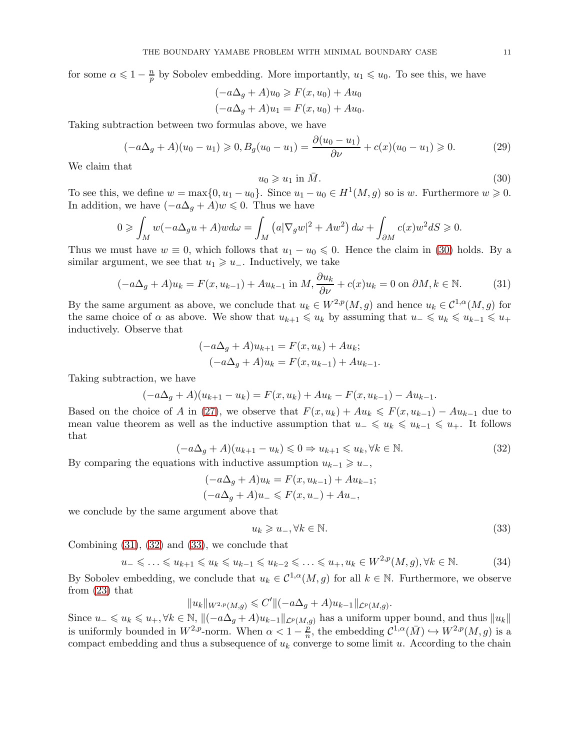for some $\alpha \leqslant 1 - \frac{n}{p}$ by Sobolev embedding. More importantly, $u_1 \leqslant u_0$. To see this, we have

$$
\begin{aligned}
(-a\Delta_g + A)u_0 &\geqslant F(x, u_0) + Au_0 \\
(-a\Delta_g + A)u_1 &= F(x, u_0) + Au_0.
\end{aligned}
$$

Taking subtraction between two formulas above, we have

$$
(-a\Delta_g + A)(u_0 - u_1) \geqslant 0, B_g(u_0 - u_1) = \frac{\partial(u_0 - u_1)}{\partial \nu} + c(x)(u_0 - u_1) \geqslant 0. \tag{29}
$$

We claim that

$$
u_0 \geqslant u_1 \text{ in } \bar{M}. \tag{30}
$$

To see this, we define $w = \max\{0, u_1 - u_0\}$. Since $u_1 - u_0 \in H^1(M, g)$ so is $w$. Furthermore $w \geqslant 0$. In addition, we have $(-a\Delta_g + A)w \leqslant 0$. Thus we have

$$
0 \geqslant \int_M w(-a\Delta_g u + A)w d\omega = \int_M \left(a|\nabla_g w|^2 + Aw^2\right) d\omega + \int_{\partial M} c(x)w^2 dS \geqslant 0.
$$

Thus we must have $w \equiv 0$, which follows that $u_1 - u_0 \leqslant 0$. Hence the claim in (30) holds. By a similar argument, we see that $u_1 \geqslant u_-$. Inductively, we take

$$
(-a\Delta_g + A)u_k = F(x, u_{k-1}) + Au_{k-1} \text{ in } M, \frac{\partial u_k}{\partial \nu} + c(x)u_k = 0 \text{ on } \partial M, k \in \mathbb{N}. \tag{31}
$$

By the same argument as above, we conclude that $u_k \in W^{2,p}(M, g)$ and hence $u_k \in \mathcal{C}^{1,\alpha}(M, g)$ for the same choice of $\alpha$ as above. We show that $u_{k+1} \leqslant u_k$ by assuming that $u_- \leqslant u_k \leqslant u_{k-1} \leqslant u_+$ inductively. Observe that

$$
\begin{aligned}
(-a\Delta_g + A)u_{k+1} &= F(x, u_k) + Au_k; \\
(-a\Delta_g + A)u_k &= F(x, u_{k-1}) + Au_{k-1}.
\end{aligned}
$$

Taking subtraction, we have

$$
(-a\Delta_g + A)(u_{k+1} - u_k) = F(x, u_k) + Au_k - F(x, u_{k-1}) - Au_{k-1}.
$$

Based on the choice of $A$ in (27), we observe that $F(x, u_k) + Au_k \leqslant F(x, u_{k-1}) - Au_{k-1}$ due to mean value theorem as well as the inductive assumption that $u_- \leqslant u_k \leqslant u_{k-1} \leqslant u_+$. It follows that

$$
(-a\Delta_g + A)(u_{k+1} - u_k) \leqslant 0 \Rightarrow u_{k+1} \leqslant u_k, \forall k \in \mathbb{N}. \tag{32}
$$

By comparing the equations with inductive assumption $u_{k-1} \geqslant u_-$,

$$
\begin{aligned}
(-a\Delta_g + A)u_k &= F(x, u_{k-1}) + Au_{k-1}; \\
(-a\Delta_g + A)u_- &\leqslant F(x, u_-) + Au_-,
\end{aligned}
$$

we conclude by the same argument above that

$$
u_k \geqslant u_-, \forall k \in \mathbb{N}. \tag{33}
$$

Combining (31), (32) and (33), we conclude that

$$
u_- \leqslant \ldots \leqslant u_{k+1} \leqslant u_k \leqslant u_{k-1} \leqslant u_{k-2} \leqslant \ldots \leqslant u_+, u_k \in W^{2,p}(M, g), \forall k \in \mathbb{N}. \tag{34}
$$

By Sobolev embedding, we conclude that $u_k \in \mathcal{C}^{1,\alpha}(M, g)$ for all $k \in \mathbb{N}$. Furthermore, we observe from (23) that

$$
\|u_k\|_{W^{2,p}(M,g)} \leqslant C' \|(-a\Delta_g + A)u_{k-1}\|_{\mathcal{L}^p(M,g)}.
$$

Since $u_- \leqslant u_k \leqslant u_+, \forall k \in \mathbb{N}$, $\|(-a\Delta_g + A)u_{k-1}\|_{\mathcal{L}^p(M,g)}$ has a uniform upper bound, and thus $\|u_k\|$ is uniformly bounded in $W^{2,p}$-norm. When $\alpha < 1 - \frac{p}{n}$, the embedding $\mathcal{C}^{1,\alpha}(\bar{M}) \hookrightarrow W^{2,p}(M, g)$ is a compact embedding and thus a subsequence of $u_k$ converge to some limit $u$. According to the chain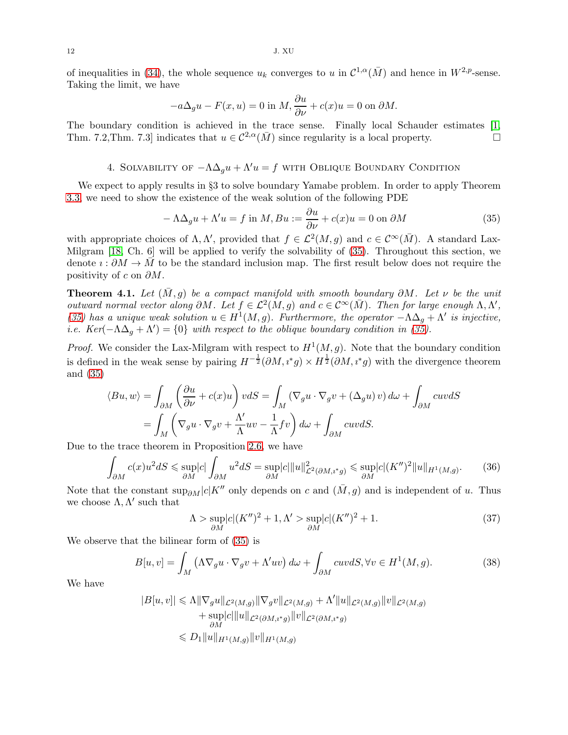of inequalities in (34), the whole sequence $u_k$ converges to $u$ in $\mathcal{C}^{1,\alpha}(\bar{M})$ and hence in $W^{2,p}$-sense. Taking the limit, we have

$$-a\Delta_g u - F(x,u) = 0 \text{ in } M, \frac{\partial u}{\partial \nu} + c(x)u = 0 \text{ on } \partial M.$$

The boundary condition is achieved in the trace sense. Finally local Schauder estimates [1, Thm. 7.2,Thm. 7.3] indicates that $u \in \mathcal{C}^{2,\alpha}(\bar{M})$ since regularity is a local property. $\square$

## 4. Solvability of $-\Lambda\Delta_g u + \Lambda' u = f$ with Oblique Boundary Condition

We expect to apply results in §3 to solve boundary Yamabe problem. In order to apply Theorem 3.3, we need to show the existence of the weak solution of the following PDE

$$-\Lambda\Delta_g u + \Lambda' u = f \text{ in } M, Bu := \frac{\partial u}{\partial \nu} + c(x)u = 0 \text{ on } \partial M \tag{35}$$

with appropriate choices of $\Lambda, \Lambda'$, provided that $f \in \mathcal{L}^2(M,g)$ and $c \in \mathcal{C}^\infty(\bar{M})$. A standard Lax-Milgram [18, Ch. 6] will be applied to verify the solvability of (35). Throughout this section, we denote $\imath : \partial M \to \bar{M}$ to be the standard inclusion map. The first result below does not require the positivity of $c$ on $\partial M$.

**Theorem 4.1.** *Let $(\bar{M}, g)$ be a compact manifold with smooth boundary $\partial M$. Let $\nu$ be the unit outward normal vector along $\partial M$. Let $f \in \mathcal{L}^2(M,g)$ and $c \in \mathcal{C}^\infty(\bar{M})$. Then for large enough $\Lambda, \Lambda'$, (35) has a unique weak solution $u \in H^1(M,g)$. Furthermore, the operator $-\Lambda\Delta_g + \Lambda'$ is injective, i.e. $Ker(-\Lambda\Delta_g + \Lambda') = \{0\}$ with respect to the oblique boundary condition in (35).*

*Proof.* We consider the Lax-Milgram with respect to $H^1(M,g)$. Note that the boundary condition is defined in the weak sense by pairing $H^{-\frac{1}{2}}(\partial M, \imath^* g) \times H^{\frac{1}{2}}(\partial M, \imath^* g)$ with the divergence theorem and (35)

$$\begin{aligned}
\langle Bu, w\rangle &= \int_{\partial M} \left(\frac{\partial u}{\partial \nu} + c(x)u\right) v dS = \int_M \left(\nabla_g u \cdot \nabla_g v + (\Delta_g u) v\right) d\omega + \int_{\partial M} cuv dS \\
&= \int_M \left(\nabla_g u \cdot \nabla_g v + \frac{\Lambda'}{\Lambda} uv - \frac{1}{\Lambda} f v\right) d\omega + \int_{\partial M} cuv dS.
\end{aligned}$$

Due to the trace theorem in Proposition 2.6, we have

$$\int_{\partial M} c(x) u^2 dS \leqslant \sup_{\partial M} |c| \int_{\partial M} u^2 dS = \sup_{\partial M} |c| \|u\|_{\mathcal{L}^2(\partial M, \imath^* g)}^2 \leqslant \sup_{\partial M} |c| (K'')^2 \|u\|_{H^1(M,g)}. \tag{36}$$

Note that the constant $\sup_{\partial M} |c| K''$ only depends on $c$ and $(\bar{M}, g)$ and is independent of $u$. Thus we choose $\Lambda, \Lambda'$ such that

$$\Lambda > \sup_{\partial M} |c| (K'')^2 + 1, \Lambda' > \sup_{\partial M} |c| (K'')^2 + 1. \tag{37}$$

We observe that the bilinear form of (35) is

$$B[u,v] = \int_M \left(\Lambda \nabla_g u \cdot \nabla_g v + \Lambda' uv\right) d\omega + \int_{\partial M} cuv dS, \forall v \in H^1(M,g). \tag{38}$$

We have

$$\begin{aligned}
|B[u,v]| &\leqslant \Lambda \|\nabla_g u\|_{\mathcal{L}^2(M,g)} \|\nabla_g v\|_{\mathcal{L}^2(M,g)} + \Lambda' \|u\|_{\mathcal{L}^2(M,g)} \|v\|_{\mathcal{L}^2(M,g)} \\
&\quad + \sup_{\partial M} |c| \|u\|_{\mathcal{L}^2(\partial M, \imath^* g)} \|v\|_{\mathcal{L}^2(\partial M, \imath^* g)} \\
&\leqslant D_1 \|u\|_{H^1(M,g)} \|v\|_{H^1(M,g)}
\end{aligned}$$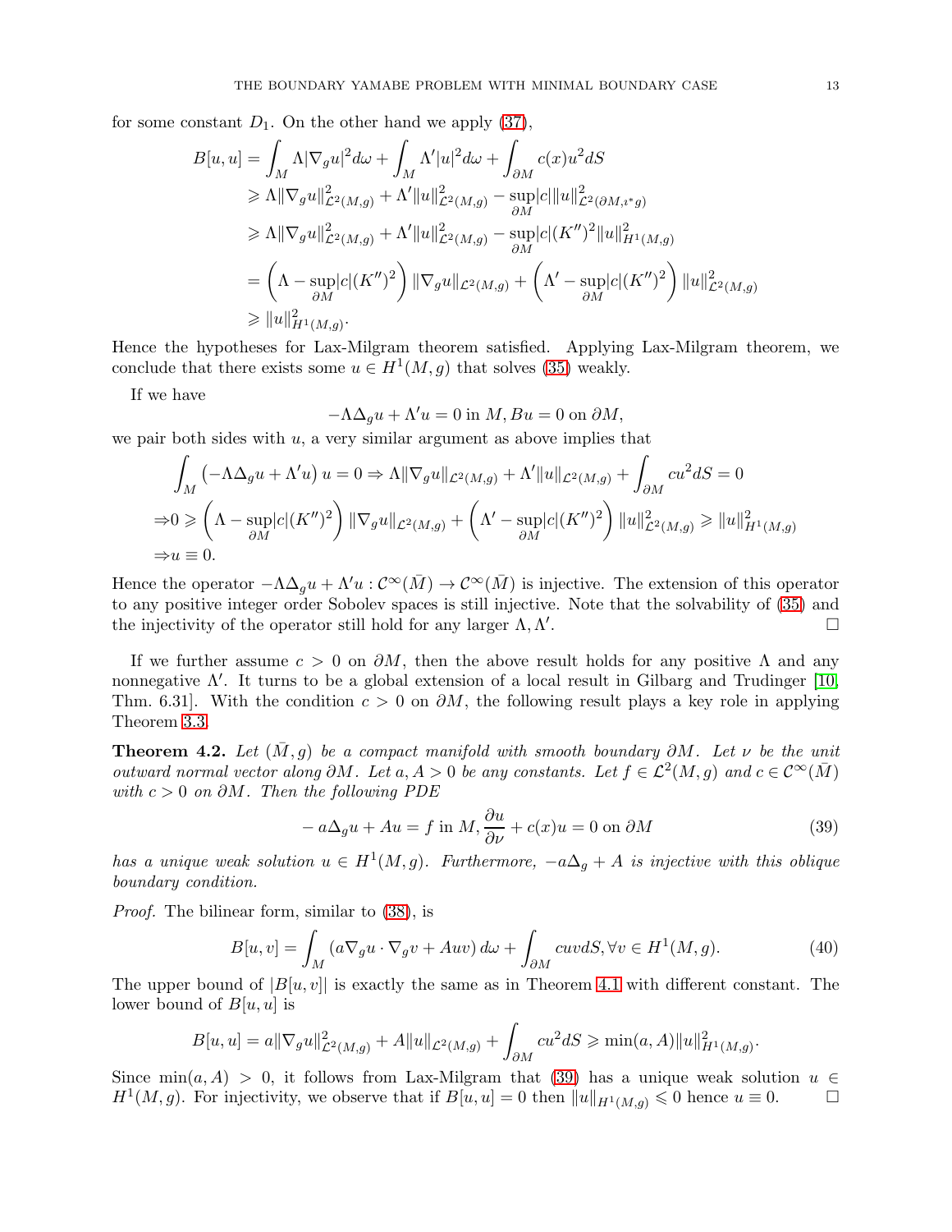for some constant $D_1$. On the other hand we apply (37),

$$
\begin{aligned}
B[u,u] &= \int_M \Lambda |\nabla_g u|^2 d\omega + \int_M \Lambda' |u|^2 d\omega + \int_{\partial M} c(x) u^2 dS \\
&\geqslant \Lambda \|\nabla_g u\|_{\mathcal{L}^2(M,g)}^2 + \Lambda' \|u\|_{\mathcal{L}^2(M,g)}^2 - \sup_{\partial M} |c| \|u\|_{\mathcal{L}^2(\partial M, \imath^* g)}^2 \\
&\geqslant \Lambda \|\nabla_g u\|_{\mathcal{L}^2(M,g)}^2 + \Lambda' \|u\|_{\mathcal{L}^2(M,g)}^2 - \sup_{\partial M} |c| (K'')^2 \|u\|_{H^1(M,g)}^2 \\
&= \left( \Lambda - \sup_{\partial M} |c| (K'')^2 \right) \|\nabla_g u\|_{\mathcal{L}^2(M,g)} + \left( \Lambda' - \sup_{\partial M} |c| (K'')^2 \right) \|u\|_{\mathcal{L}^2(M,g)}^2 \\
&\geqslant \|u\|_{H^1(M,g)}^2.
\end{aligned}
$$

Hence the hypotheses for Lax-Milgram theorem satisfied. Applying Lax-Milgram theorem, we conclude that there exists some $u \in H^1(M,g)$ that solves (35) weakly.

If we have

$$
-\Lambda \Delta_g u + \Lambda' u = 0 \text{ in } M, Bu = 0 \text{ on } \partial M,
$$

we pair both sides with $u$, a very similar argument as above implies that

$$
\begin{aligned}
&\int_M \left( -\Lambda \Delta_g u + \Lambda' u \right) u = 0 \Rightarrow \Lambda \|\nabla_g u\|_{\mathcal{L}^2(M,g)} + \Lambda' \|u\|_{\mathcal{L}^2(M,g)} + \int_{\partial M} c u^2 dS = 0 \\
\Rightarrow & 0 \geqslant \left( \Lambda - \sup_{\partial M} |c| (K'')^2 \right) \|\nabla_g u\|_{\mathcal{L}^2(M,g)} + \left( \Lambda' - \sup_{\partial M} |c| (K'')^2 \right) \|u\|_{\mathcal{L}^2(M,g)}^2 \geqslant \|u\|_{H^1(M,g)}^2 \\
\Rightarrow & u \equiv 0.
\end{aligned}
$$

Hence the operator $-\Lambda \Delta_g u + \Lambda' u : \mathcal{C}^\infty(\bar{M}) \to \mathcal{C}^\infty(\bar{M})$ is injective. The extension of this operator to any positive integer order Sobolev spaces is still injective. Note that the solvability of (35) and the injectivity of the operator still hold for any larger $\Lambda, \Lambda'$. $\square$

If we further assume $c > 0$ on $\partial M$, then the above result holds for any positive $\Lambda$ and any nonnegative $\Lambda'$. It turns to be a global extension of a local result in Gilbarg and Trudinger [10, Thm. 6.31]. With the condition $c > 0$ on $\partial M$, the following result plays a key role in applying Theorem 3.3.

**Theorem 4.2.** *Let $(\bar{M}, g)$ be a compact manifold with smooth boundary $\partial M$. Let $\nu$ be the unit outward normal vector along $\partial M$. Let $a, A > 0$ be any constants. Let $f \in \mathcal{L}^2(M,g)$ and $c \in \mathcal{C}^\infty(\bar{M})$ with $c > 0$ on $\partial M$. Then the following PDE*

$$
-a\Delta_g u + Au = f \text{ in } M, \frac{\partial u}{\partial \nu} + c(x) u = 0 \text{ on } \partial M \tag{39}
$$

*has a unique weak solution $u \in H^1(M,g)$. Furthermore, $-a\Delta_g + A$ is injective with this oblique boundary condition.*

*Proof.* The bilinear form, similar to (38), is

$$
B[u,v] = \int_M \left( a \nabla_g u \cdot \nabla_g v + Auv \right) d\omega + \int_{\partial M} cuv dS, \forall v \in H^1(M,g). \tag{40}
$$

The upper bound of $|B[u,v]|$ is exactly the same as in Theorem 4.1 with different constant. The lower bound of $B[u,u]$ is

$$
B[u,u] = a \|\nabla_g u\|_{\mathcal{L}^2(M,g)}^2 + A \|u\|_{\mathcal{L}^2(M,g)} + \int_{\partial M} c u^2 dS \geqslant \min(a, A) \|u\|_{H^1(M,g)}^2.
$$

Since $\min(a, A) > 0$, it follows from Lax-Milgram that (39) has a unique weak solution $u \in H^1(M,g)$. For injectivity, we observe that if $B[u,u] = 0$ then $\|u\|_{H^1(M,g)} \leqslant 0$ hence $u \equiv 0$. $\square$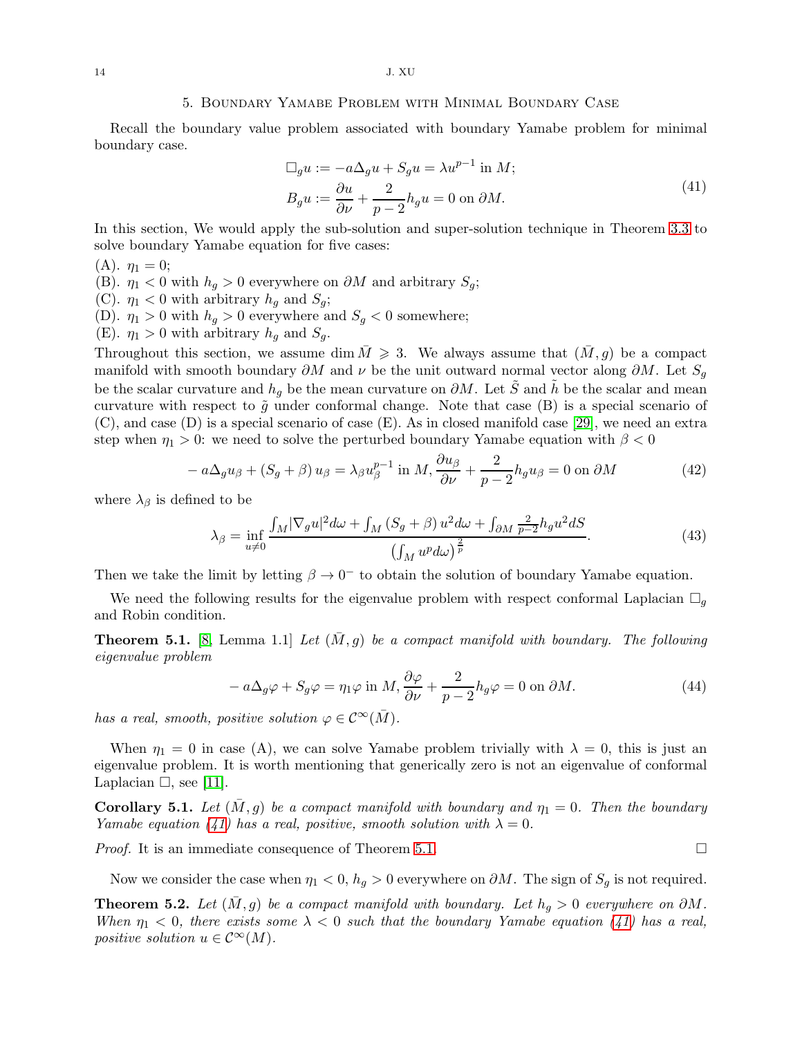## 5. Boundary Yamabe Problem with Minimal Boundary Case

Recall the boundary value problem associated with boundary Yamabe problem for minimal boundary case.

$$
\begin{aligned}
\Box_g u &:= -a\Delta_g u + S_g u = \lambda u^{p-1} \text{ in } M; \\
B_g u &:= \frac{\partial u}{\partial \nu} + \frac{2}{p-2} h_g u = 0 \text{ on } \partial M.
\end{aligned}
\tag{41}
$$

In this section, We would apply the sub-solution and super-solution technique in Theorem 3.3 to solve boundary Yamabe equation for five cases:

(A). $\eta_1 = 0$;
(B). $\eta_1 < 0$ with $h_g > 0$ everywhere on $\partial M$ and arbitrary $S_g$;
(C). $\eta_1 < 0$ with arbitrary $h_g$ and $S_g$;
(D). $\eta_1 > 0$ with $h_g > 0$ everywhere and $S_g < 0$ somewhere;
(E). $\eta_1 > 0$ with arbitrary $h_g$ and $S_g$.

Throughout this section, we assume $\dim \bar{M} \geqslant 3$. We always assume that $(\bar{M}, g)$ be a compact manifold with smooth boundary $\partial M$ and $\nu$ be the unit outward normal vector along $\partial M$. Let $S_g$ be the scalar curvature and $h_g$ be the mean curvature on $\partial M$. Let $\tilde{S}$ and $\tilde{h}$ be the scalar and mean curvature with respect to $\tilde{g}$ under conformal change. Note that case (B) is a special scenario of (C), and case (D) is a special scenario of case (E). As in closed manifold case [29], we need an extra step when $\eta_1 > 0$: we need to solve the perturbed boundary Yamabe equation with $\beta < 0$

$$
-a\Delta_g u_\beta + (S_g + \beta) u_\beta = \lambda_\beta u_\beta^{p-1} \text{ in } M, \frac{\partial u_\beta}{\partial \nu} + \frac{2}{p-2} h_g u_\beta = 0 \text{ on } \partial M \tag{42}
$$

where $\lambda_\beta$ is defined to be

$$
\lambda_\beta = \inf_{u \neq 0} \frac{\int_M |\nabla_g u|^2 d\omega + \int_M (S_g + \beta) u^2 d\omega + \int_{\partial M} \frac{2}{p-2} h_g u^2 dS}{\left(\int_M u^p d\omega\right)^{\frac{2}{p}}}. \tag{43}
$$

Then we take the limit by letting $\beta \to 0^-$ to obtain the solution of boundary Yamabe equation.

We need the following results for the eigenvalue problem with respect conformal Laplacian $\Box_g$ and Robin condition.

**Theorem 5.1.** [8, Lemma 1.1] *Let $(\bar{M}, g)$ be a compact manifold with boundary. The following eigenvalue problem*

$$
-a\Delta_g \varphi + S_g \varphi = \eta_1 \varphi \text{ in } M, \frac{\partial \varphi}{\partial \nu} + \frac{2}{p-2} h_g \varphi = 0 \text{ on } \partial M. \tag{44}
$$

*has a real, smooth, positive solution $\varphi \in \mathcal{C}^\infty(\bar{M})$.*

When $\eta_1 = 0$ in case (A), we can solve Yamabe problem trivially with $\lambda = 0$, this is just an eigenvalue problem. It is worth mentioning that generically zero is not an eigenvalue of conformal Laplacian $\Box$, see [11].

**Corollary 5.1.** *Let $(\bar{M}, g)$ be a compact manifold with boundary and $\eta_1 = 0$. Then the boundary Yamabe equation (41) has a real, positive, smooth solution with $\lambda = 0$.*

*Proof.* It is an immediate consequence of Theorem 5.1. $\square$

Now we consider the case when $\eta_1 < 0$, $h_g > 0$ everywhere on $\partial M$. The sign of $S_g$ is not required.

**Theorem 5.2.** *Let $(\bar{M}, g)$ be a compact manifold with boundary. Let $h_g > 0$ everywhere on $\partial M$. When $\eta_1 < 0$, there exists some $\lambda < 0$ such that the boundary Yamabe equation (41) has a real, positive solution $u \in \mathcal{C}^\infty(M)$.*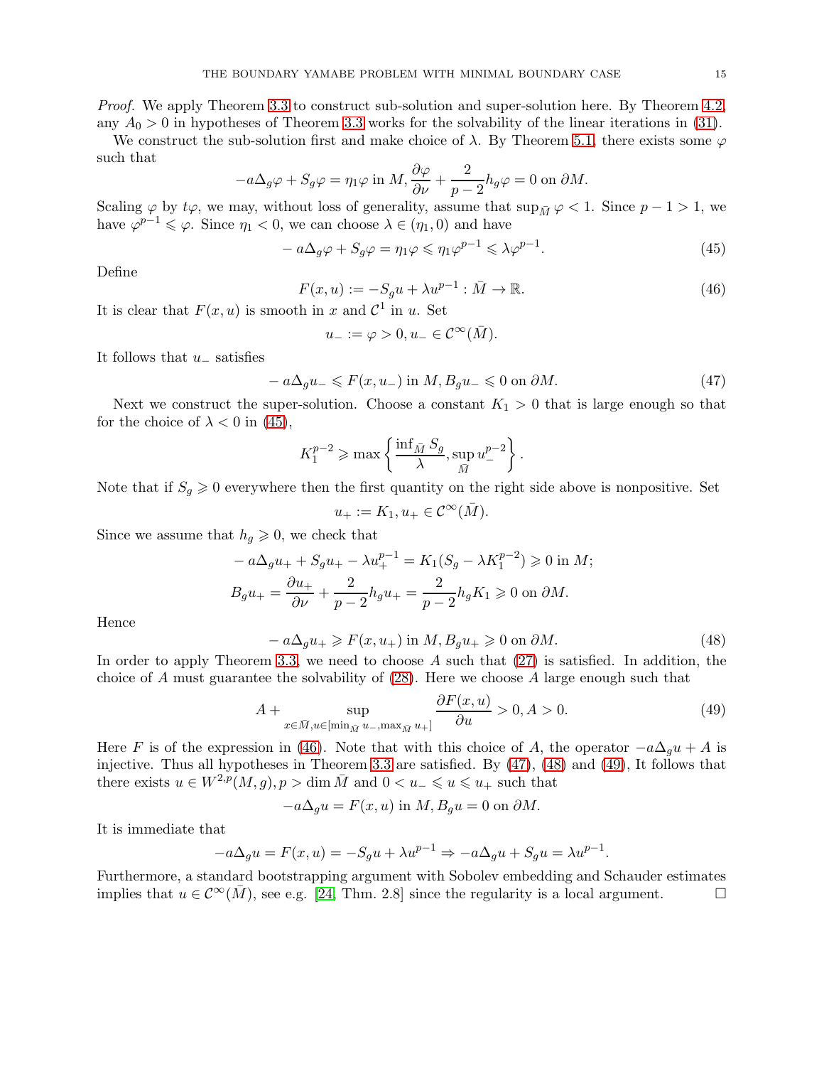*Proof.* We apply Theorem 3.3 to construct sub-solution and super-solution here. By Theorem 4.2, any $A_0 > 0$ in hypotheses of Theorem 3.3 works for the solvability of the linear iterations in (31).

We construct the sub-solution first and make choice of $\lambda$. By Theorem 5.1, there exists some $\varphi$ such that

$$-a\Delta_g \varphi + S_g \varphi = \eta_1 \varphi \text{ in } M, \frac{\partial \varphi}{\partial \nu} + \frac{2}{p-2} h_g \varphi = 0 \text{ on } \partial M.$$

Scaling $\varphi$ by $t\varphi$, we may, without loss of generality, assume that $\sup_{\bar{M}} \varphi < 1$. Since $p - 1 > 1$, we have $\varphi^{p-1} \leqslant \varphi$. Since $\eta_1 < 0$, we can choose $\lambda \in (\eta_1, 0)$ and have

$$-a\Delta_g \varphi + S_g \varphi = \eta_1 \varphi \leqslant \eta_1 \varphi^{p-1} \leqslant \lambda \varphi^{p-1}. \tag{45}$$

Define

$$F(x, u) := -S_g u + \lambda u^{p-1} : \bar{M} \to \mathbb{R}. \tag{46}$$

It is clear that $F(x, u)$ is smooth in $x$ and $\mathcal{C}^1$ in $u$. Set

$$u_- := \varphi > 0, u_- \in \mathcal{C}^\infty(\bar{M}).$$

It follows that $u_-$ satisfies

$$-a\Delta_g u_- \leqslant F(x, u_-) \text{ in } M, B_g u_- \leqslant 0 \text{ on } \partial M. \tag{47}$$

Next we construct the super-solution. Choose a constant $K_1 > 0$ that is large enough so that for the choice of $\lambda < 0$ in (45),

$$K_1^{p-2} \geqslant \max\left\{ \frac{\inf_{\bar{M}} S_g}{\lambda}, \sup_{\bar{M}} u_-^{p-2} \right\}.$$

Note that if $S_g \geqslant 0$ everywhere then the first quantity on the right side above is nonpositive. Set

$$u_+ := K_1, u_+ \in \mathcal{C}^\infty(\bar{M}).$$

Since we assume that $h_g \geqslant 0$, we check that

$$\begin{aligned}
& -a\Delta_g u_+ + S_g u_+ - \lambda u_+^{p-1} = K_1(S_g - \lambda K_1^{p-2}) \geqslant 0 \text{ in } M; \\
& B_g u_+ = \frac{\partial u_+}{\partial \nu} + \frac{2}{p-2} h_g u_+ = \frac{2}{p-2} h_g K_1 \geqslant 0 \text{ on } \partial M.
\end{aligned}$$

Hence

$$-a\Delta_g u_+ \geqslant F(x, u_+) \text{ in } M, B_g u_+ \geqslant 0 \text{ on } \partial M. \tag{48}$$

In order to apply Theorem 3.3, we need to choose $A$ such that (27) is satisfied. In addition, the choice of $A$ must guarantee the solvability of (28). Here we choose $A$ large enough such that

$$A + \sup_{x \in \bar{M}, u \in [\min_{\bar{M}} u_-, \max_{\bar{M}} u_+]} \frac{\partial F(x, u)}{\partial u} > 0, A > 0. \tag{49}$$

Here $F$ is of the expression in (46). Note that with this choice of $A$, the operator $-a\Delta_g u + A$ is injective. Thus all hypotheses in Theorem 3.3 are satisfied. By (47), (48) and (49), It follows that there exists $u \in W^{2,p}(M, g), p > \dim \bar{M}$ and $0 < u_- \leqslant u \leqslant u_+$ such that

$$-a\Delta_g u = F(x, u) \text{ in } M, B_g u = 0 \text{ on } \partial M.$$

It is immediate that

$$-a\Delta_g u = F(x, u) = -S_g u + \lambda u^{p-1} \Rightarrow -a\Delta_g u + S_g u = \lambda u^{p-1}.$$

Furthermore, a standard bootstrapping argument with Sobolev embedding and Schauder estimates implies that $u \in \mathcal{C}^\infty(\bar{M})$, see e.g. [24, Thm. 2.8] since the regularity is a local argument. $\square$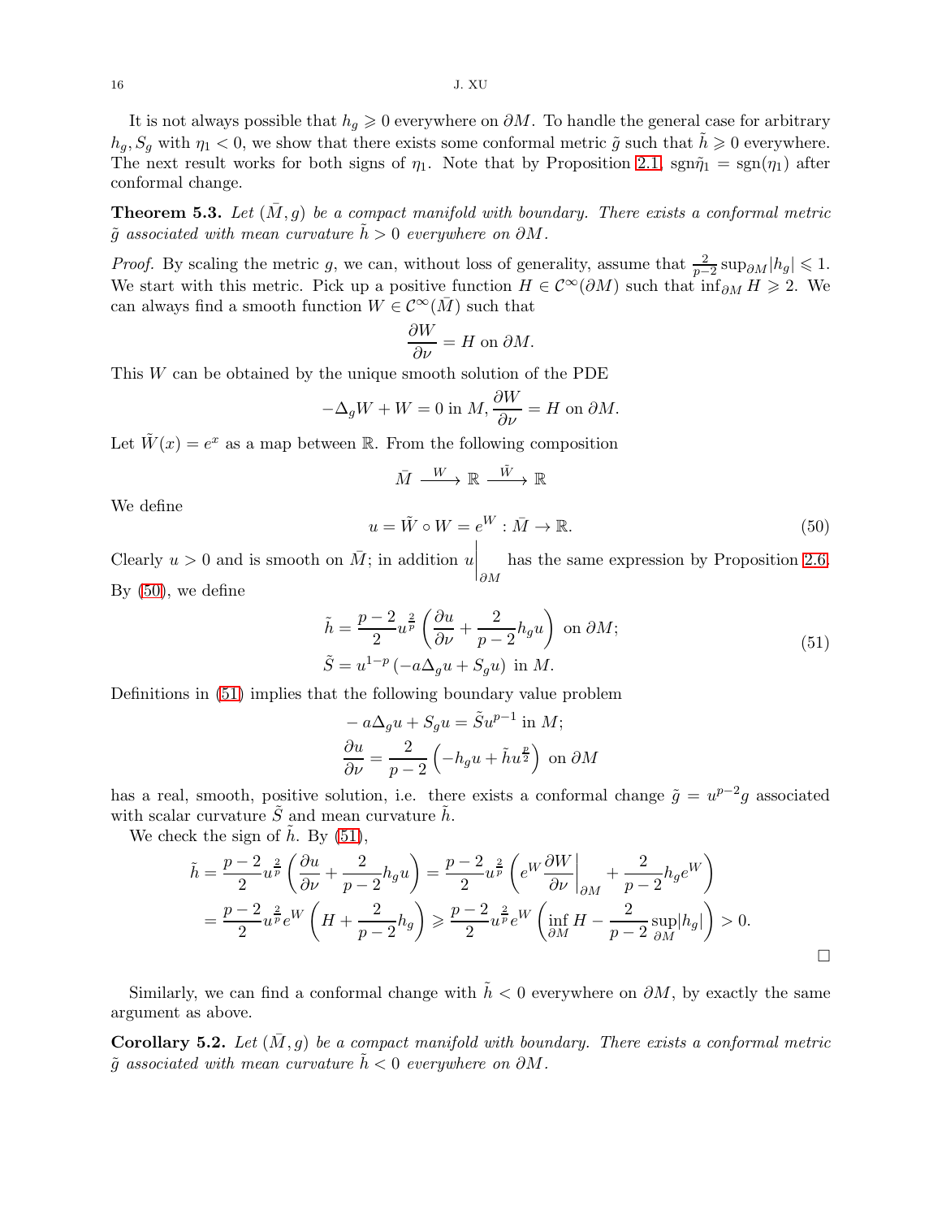It is not always possible that $h_g \geqslant 0$ everywhere on $\partial M$. To handle the general case for arbitrary $h_g, S_g$ with $\eta_1 < 0$, we show that there exists some conformal metric $\tilde{g}$ such that $\tilde{h} \geqslant 0$ everywhere. The next result works for both signs of $\eta_1$. Note that by Proposition 2.1, $\text{sgn}\tilde{\eta}_1 = \text{sgn}(\eta_1)$ after conformal change.

**Theorem 5.3.** *Let $(\bar{M}, g)$ be a compact manifold with boundary. There exists a conformal metric $\tilde{g}$ associated with mean curvature $\tilde{h} > 0$ everywhere on $\partial M$.*

*Proof.* By scaling the metric $g$, we can, without loss of generality, assume that $\frac{2}{p-2}\sup_{\partial M}|h_g| \leqslant 1$. We start with this metric. Pick up a positive function $H \in \mathcal{C}^\infty(\partial M)$ such that $\inf_{\partial M} H \geqslant 2$. We can always find a smooth function $W \in \mathcal{C}^\infty(\bar{M})$ such that

$$\frac{\partial W}{\partial \nu} = H \text{ on } \partial M.$$

This $W$ can be obtained by the unique smooth solution of the PDE

$$-\Delta_g W + W = 0 \text{ in } M, \frac{\partial W}{\partial \nu} = H \text{ on } \partial M.$$

Let $\tilde{W}(x) = e^x$ as a map between $\mathbb{R}$. From the following composition

$$\bar{M} \xrightarrow{W} \mathbb{R} \xrightarrow{\tilde{W}} \mathbb{R}$$

We define

$$u = \tilde{W} \circ W = e^W : \bar{M} \to \mathbb{R}. \tag{50}$$

Clearly $u > 0$ and is smooth on $\bar{M}$; in addition $u\Big|_{\partial M}$ has the same expression by Proposition 2.6. By (50), we define

$$\begin{aligned} \tilde{h} &= \frac{p-2}{2} u^{\frac{2}{p}} \left( \frac{\partial u}{\partial \nu} + \frac{2}{p-2} h_g u \right) \text{ on } \partial M; \\ \tilde{S} &= u^{1-p} \left( -a\Delta_g u + S_g u \right) \text{ in } M. \end{aligned} \tag{51}$$

Definitions in (51) implies that the following boundary value problem

$$\begin{aligned} &-a\Delta_g u + S_g u = \tilde{S} u^{p-1} \text{ in } M; \\ &\frac{\partial u}{\partial \nu} = \frac{2}{p-2} \left( -h_g u + \tilde{h} u^{\frac{p}{2}} \right) \text{ on } \partial M \end{aligned}$$

has a real, smooth, positive solution, i.e. there exists a conformal change $\tilde{g} = u^{p-2} g$ associated with scalar curvature $\tilde{S}$ and mean curvature $\tilde{h}$.

We check the sign of $\tilde{h}$. By (51),

$$\begin{aligned} \tilde{h} &= \frac{p-2}{2} u^{\frac{2}{p}} \left( \frac{\partial u}{\partial \nu} + \frac{2}{p-2} h_g u \right) = \frac{p-2}{2} u^{\frac{2}{p}} \left( e^W \frac{\partial W}{\partial \nu}\bigg|_{\partial M} + \frac{2}{p-2} h_g e^W \right) \\ &= \frac{p-2}{2} u^{\frac{2}{p}} e^W \left( H + \frac{2}{p-2} h_g \right) \geqslant \frac{p-2}{2} u^{\frac{2}{p}} e^W \left( \inf_{\partial M} H - \frac{2}{p-2} \sup_{\partial M} |h_g| \right) > 0. \end{aligned}$$

$\square$

Similarly, we can find a conformal change with $\tilde{h} < 0$ everywhere on $\partial M$, by exactly the same argument as above.

**Corollary 5.2.** *Let $(\bar{M}, g)$ be a compact manifold with boundary. There exists a conformal metric $\tilde{g}$ associated with mean curvature $\tilde{h} < 0$ everywhere on $\partial M$.*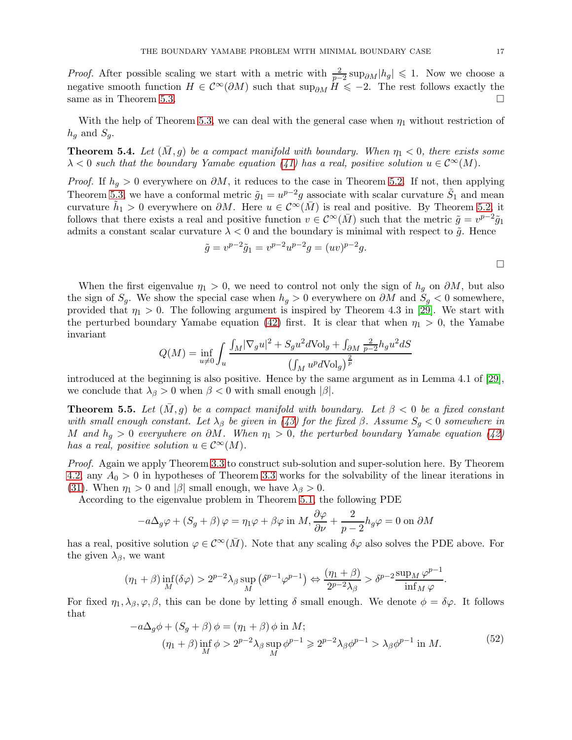*Proof.* After possible scaling we start with a metric with $\frac{2}{p-2}\sup_{\partial M}|h_g| \leqslant 1$. Now we choose a negative smooth function $H \in \mathcal{C}^\infty(\partial M)$ such that $\sup_{\partial M} H \leqslant -2$. The rest follows exactly the same as in Theorem 5.3. □

With the help of Theorem 5.3, we can deal with the general case when $\eta_1$ without restriction of $h_g$ and $S_g$.

**Theorem 5.4.** *Let $(\bar{M}, g)$ be a compact manifold with boundary. When $\eta_1 < 0$, there exists some $\lambda < 0$ such that the boundary Yamabe equation (41) has a real, positive solution $u \in \mathcal{C}^\infty(M)$.*

*Proof.* If $h_g > 0$ everywhere on $\partial M$, it reduces to the case in Theorem 5.2. If not, then applying Theorem 5.3, we have a conformal metric $\tilde{g}_1 = u^{p-2}g$ associate with scalar curvature $\tilde{S}_1$ and mean curvature $\tilde{h}_1 > 0$ everywhere on $\partial M$. Here $u \in \mathcal{C}^\infty(\bar{M})$ is real and positive. By Theorem 5.2, it follows that there exists a real and positive function $v \in \mathcal{C}^\infty(\bar{M})$ such that the metric $\tilde{g} = v^{p-2}\tilde{g}_1$ admits a constant scalar curvature $\lambda < 0$ and the boundary is minimal with respect to $\tilde{g}$. Hence

$$\tilde{g} = v^{p-2}\tilde{g}_1 = v^{p-2}u^{p-2}g = (uv)^{p-2}g.$$

□

When the first eigenvalue $\eta_1 > 0$, we need to control not only the sign of $h_g$ on $\partial M$, but also the sign of $S_g$. We show the special case when $h_g > 0$ everywhere on $\partial M$ and $S_g < 0$ somewhere, provided that $\eta_1 > 0$. The following argument is inspired by Theorem 4.3 in [29]. We start with the perturbed boundary Yamabe equation (42) first. It is clear that when $\eta_1 > 0$, the Yamabe invariant

$$Q(M) = \inf_{u \neq 0} \int_u \frac{\int_M |\nabla_g u|^2 + S_g u^2 d\text{Vol}_g + \int_{\partial M} \frac{2}{p-2} h_g u^2 dS}{\left(\int_M u^p d\text{Vol}_g\right)^{\frac{2}{p}}}$$

introduced at the beginning is also positive. Hence by the same argument as in Lemma 4.1 of [29], we conclude that $\lambda_\beta > 0$ when $\beta < 0$ with small enough $|\beta|$.

**Theorem 5.5.** *Let $(\bar{M}, g)$ be a compact manifold with boundary. Let $\beta < 0$ be a fixed constant with small enough constant. Let $\lambda_\beta$ be given in (43) for the fixed $\beta$. Assume $S_g < 0$ somewhere in $M$ and $h_g > 0$ everywhere on $\partial M$. When $\eta_1 > 0$, the perturbed boundary Yamabe equation (42) has a real, positive solution $u \in \mathcal{C}^\infty(M)$.*

*Proof.* Again we apply Theorem 3.3 to construct sub-solution and super-solution here. By Theorem 4.2, any $A_0 > 0$ in hypotheses of Theorem 3.3 works for the solvability of the linear iterations in (31). When $\eta_1 > 0$ and $|\beta|$ small enough, we have $\lambda_\beta > 0$.

According to the eigenvalue problem in Theorem 5.1, the following PDE

$$-a\Delta_g \varphi + (S_g + \beta)\varphi = \eta_1 \varphi + \beta\varphi \text{ in } M, \frac{\partial \varphi}{\partial \nu} + \frac{2}{p-2}h_g \varphi = 0 \text{ on } \partial M$$

has a real, positive solution $\varphi \in \mathcal{C}^\infty(\bar{M})$. Note that any scaling $\delta\varphi$ also solves the PDE above. For the given $\lambda_\beta$, we want

$$(\eta_1 + \beta)\inf_M(\delta\varphi) > 2^{p-2}\lambda_\beta \sup_M\left(\delta^{p-1}\varphi^{p-1}\right) \Leftrightarrow \frac{(\eta_1 + \beta)}{2^{p-2}\lambda_\beta} > \delta^{p-2}\frac{\sup_M \varphi^{p-1}}{\inf_M \varphi}.$$

For fixed $\eta_1, \lambda_\beta, \varphi, \beta$, this can be done by letting $\delta$ small enough. We denote $\phi = \delta\varphi$. It follows that

$$\begin{aligned} -a\Delta_g \phi + (S_g + \beta)\phi &= (\eta_1 + \beta)\phi \text{ in } M; \\ (\eta_1 + \beta)\inf_M \phi > 2^{p-2}\lambda_\beta \sup_M \phi^{p-1} &\geqslant 2^{p-2}\lambda_\beta \phi^{p-1} > \lambda_\beta \phi^{p-1} \text{ in } M. \end{aligned} \tag{52}$$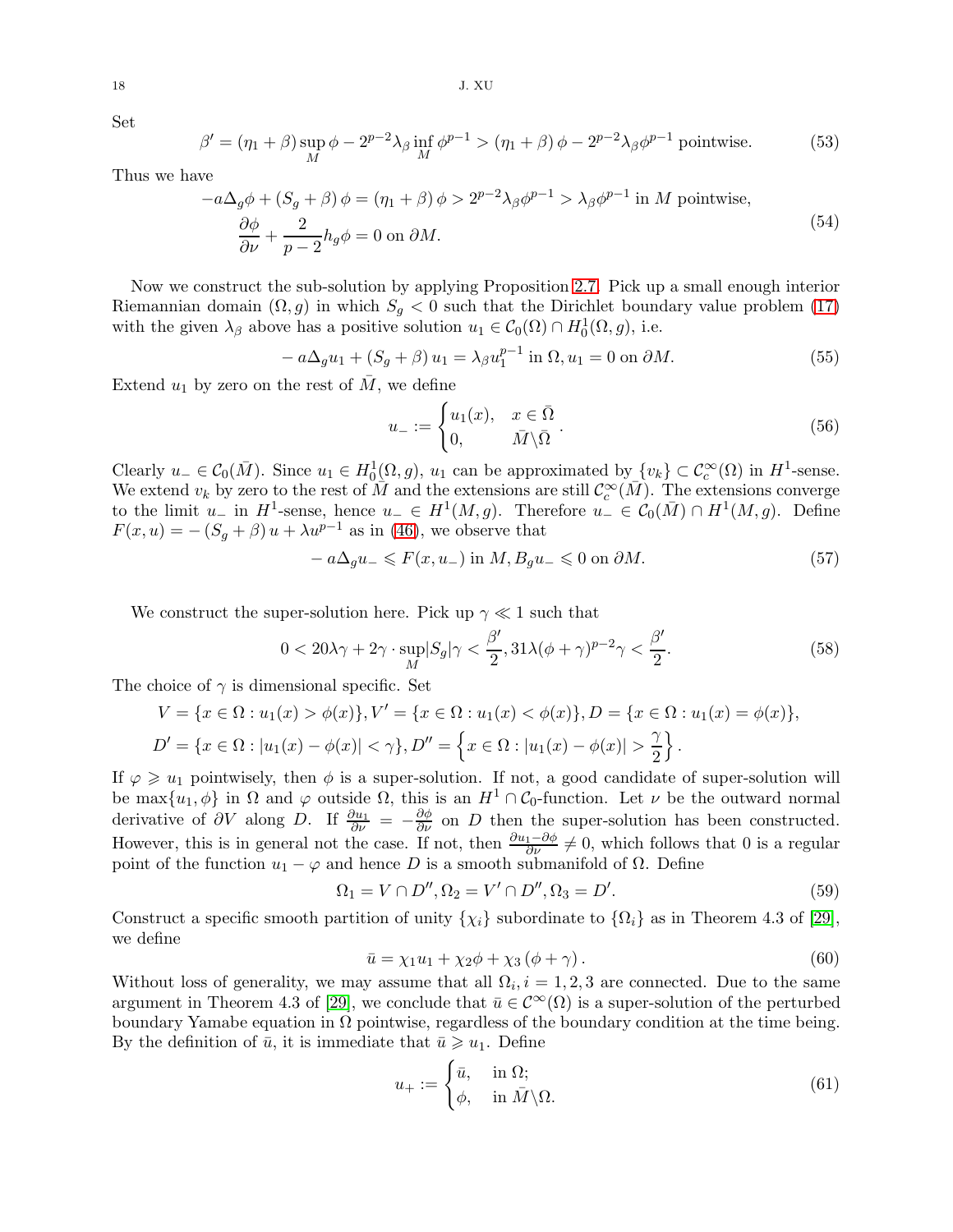Set

$$\beta' = (\eta_1 + \beta) \sup_M \phi - 2^{p-2} \lambda_\beta \inf_M \phi^{p-1} > (\eta_1 + \beta)\, \phi - 2^{p-2} \lambda_\beta \phi^{p-1} \text{ pointwise.} \tag{53}$$

Thus we have

$$\begin{aligned} -a\Delta_g \phi + (S_g + \beta)\, \phi &= (\eta_1 + \beta)\, \phi > 2^{p-2} \lambda_\beta \phi^{p-1} > \lambda_\beta \phi^{p-1} \text{ in } M \text{ pointwise},\\ \frac{\partial \phi}{\partial \nu} + \frac{2}{p-2} h_g \phi &= 0 \text{ on } \partial M. \end{aligned} \tag{54}$$

Now we construct the sub-solution by applying Proposition 2.7. Pick up a small enough interior Riemannian domain $(\Omega, g)$ in which $S_g < 0$ such that the Dirichlet boundary value problem (17) with the given $\lambda_\beta$ above has a positive solution $u_1 \in \mathcal{C}_0(\Omega) \cap H_0^1(\Omega, g)$, i.e.

$$-a\Delta_g u_1 + (S_g + \beta)\, u_1 = \lambda_\beta u_1^{p-1} \text{ in } \Omega, u_1 = 0 \text{ on } \partial M. \tag{55}$$

Extend $u_1$ by zero on the rest of $\bar{M}$, we define

$$u_- := \begin{cases} u_1(x), & x \in \bar{\Omega} \\ 0, & \bar{M} \backslash \bar{\Omega} \end{cases}. \tag{56}$$

Clearly $u_- \in \mathcal{C}_0(\bar{M})$. Since $u_1 \in H_0^1(\Omega, g)$, $u_1$ can be approximated by $\{v_k\} \subset \mathcal{C}_c^\infty(\Omega)$ in $H^1$-sense. We extend $v_k$ by zero to the rest of $\bar{M}$ and the extensions are still $\mathcal{C}_c^\infty(\bar{M})$. The extensions converge to the limit $u_-$ in $H^1$-sense, hence $u_- \in H^1(M, g)$. Therefore $u_- \in \mathcal{C}_0(\bar{M}) \cap H^1(M, g)$. Define $F(x, u) = -(S_g + \beta)\, u + \lambda u^{p-1}$ as in (46), we observe that

$$-a\Delta_g u_- \leqslant F(x, u_-) \text{ in } M, B_g u_- \leqslant 0 \text{ on } \partial M. \tag{57}$$

We construct the super-solution here. Pick up $\gamma \ll 1$ such that

$$0 < 20\lambda\gamma + 2\gamma \cdot \sup_M |S_g| \gamma < \frac{\beta'}{2}, 31\lambda(\phi + \gamma)^{p-2}\gamma < \frac{\beta'}{2}. \tag{58}$$

The choice of $\gamma$ is dimensional specific. Set

$$\begin{aligned} &V = \{x \in \Omega : u_1(x) > \phi(x)\}, V' = \{x \in \Omega : u_1(x) < \phi(x)\}, D = \{x \in \Omega : u_1(x) = \phi(x)\},\\ &D' = \{x \in \Omega : |u_1(x) - \phi(x)| < \gamma\}, D'' = \left\{x \in \Omega : |u_1(x) - \phi(x)| > \frac{\gamma}{2}\right\}. \end{aligned}$$

If $\varphi \geqslant u_1$ pointwisely, then $\phi$ is a super-solution. If not, a good candidate of super-solution will be $\max\{u_1, \phi\}$ in $\Omega$ and $\varphi$ outside $\Omega$, this is an $H^1 \cap \mathcal{C}_0$-function. Let $\nu$ be the outward normal derivative of $\partial V$ along $D$. If $\frac{\partial u_1}{\partial \nu} = -\frac{\partial \phi}{\partial \nu}$ on $D$ then the super-solution has been constructed. However, this is in general not the case. If not, then $\frac{\partial u_1 - \partial \phi}{\partial \nu} \neq 0$, which follows that 0 is a regular point of the function $u_1 - \varphi$ and hence $D$ is a smooth submanifold of $\Omega$. Define

$$\Omega_1 = V \cap D'', \Omega_2 = V' \cap D'', \Omega_3 = D'. \tag{59}$$

Construct a specific smooth partition of unity $\{\chi_i\}$ subordinate to $\{\Omega_i\}$ as in Theorem 4.3 of [29], we define

$$\bar{u} = \chi_1 u_1 + \chi_2 \phi + \chi_3 (\phi + \gamma). \tag{60}$$

Without loss of generality, we may assume that all $\Omega_i, i = 1, 2, 3$ are connected. Due to the same argument in Theorem 4.3 of [29], we conclude that $\bar{u} \in \mathcal{C}^\infty(\Omega)$ is a super-solution of the perturbed boundary Yamabe equation in $\Omega$ pointwise, regardless of the boundary condition at the time being. By the definition of $\bar{u}$, it is immediate that $\bar{u} \geqslant u_1$. Define

$$u_+ := \begin{cases} \bar{u}, & \text{in } \Omega; \\ \phi, & \text{in } \bar{M} \backslash \Omega. \end{cases} \tag{61}$$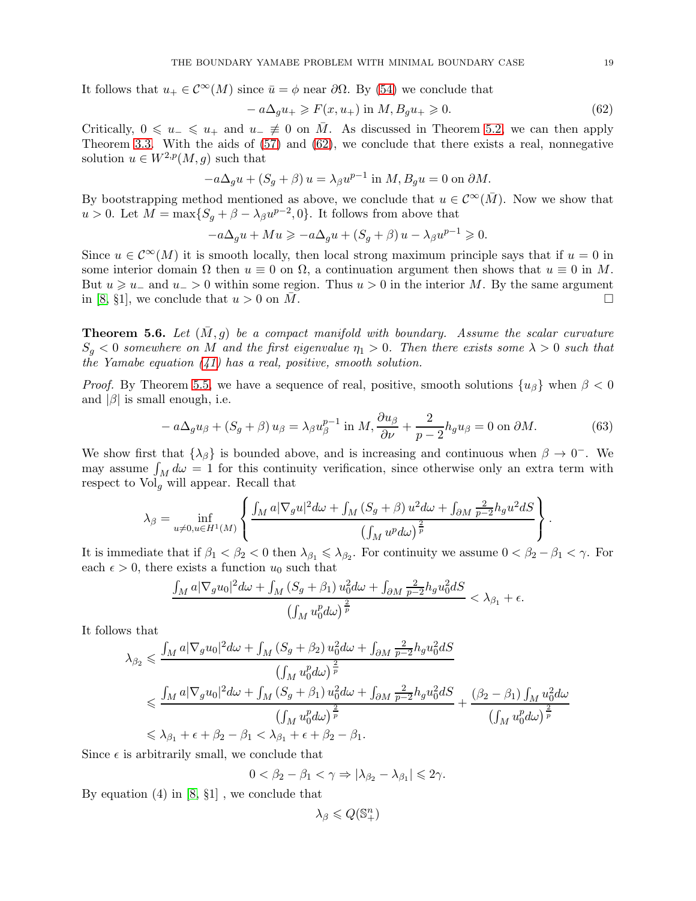It follows that $u_+ \in \mathcal{C}^\infty(M)$ since $\bar{u} = \phi$ near $\partial\Omega$. By (54) we conclude that

$$-a\Delta_g u_+ \geqslant F(x, u_+) \text{ in } M, B_g u_+ \geqslant 0. \tag{62}$$

Critically, $0 \leqslant u_- \leqslant u_+$ and $u_- \not\equiv 0$ on $\bar{M}$. As discussed in Theorem 5.2, we can then apply Theorem 3.3. With the aids of (57) and (62), we conclude that there exists a real, nonnegative solution $u \in W^{2,p}(M, g)$ such that

$$-a\Delta_g u + (S_g + \beta) u = \lambda_\beta u^{p-1} \text{ in } M, B_g u = 0 \text{ on } \partial M.$$

By bootstrapping method mentioned as above, we conclude that $u \in \mathcal{C}^\infty(\bar{M})$. Now we show that $u > 0$. Let $M = \max\{S_g + \beta - \lambda_\beta u^{p-2}, 0\}$. It follows from above that

$$-a\Delta_g u + Mu \geqslant -a\Delta_g u + (S_g + \beta) u - \lambda_\beta u^{p-1} \geqslant 0.$$

Since $u \in \mathcal{C}^\infty(M)$ it is smooth locally, then local strong maximum principle says that if $u = 0$ in some interior domain $\Omega$ then $u \equiv 0$ on $\Omega$, a continuation argument then shows that $u \equiv 0$ in $M$. But $u \geqslant u_-$ and $u_- > 0$ within some region. Thus $u > 0$ in the interior $M$. By the same argument in [8, §1], we conclude that $u > 0$ on $\bar{M}$. $\square$

**Theorem 5.6.** *Let $(\bar{M}, g)$ be a compact manifold with boundary. Assume the scalar curvature $S_g < 0$ somewhere on $M$ and the first eigenvalue $\eta_1 > 0$. Then there exists some $\lambda > 0$ such that the Yamabe equation (41) has a real, positive, smooth solution.*

*Proof.* By Theorem 5.5, we have a sequence of real, positive, smooth solutions $\{u_\beta\}$ when $\beta < 0$ and $|\beta|$ is small enough, i.e.

$$-a\Delta_g u_\beta + (S_g + \beta) u_\beta = \lambda_\beta u_\beta^{p-1} \text{ in } M, \frac{\partial u_\beta}{\partial \nu} + \frac{2}{p-2} h_g u_\beta = 0 \text{ on } \partial M. \tag{63}$$

We show first that $\{\lambda_\beta\}$ is bounded above, and is increasing and continuous when $\beta \to 0^-$. We may assume $\int_M d\omega = 1$ for this continuity verification, since otherwise only an extra term with respect to $\text{Vol}_g$ will appear. Recall that

$$\lambda_\beta = \inf_{u \neq 0, u \in H^1(M)} \left\{ \frac{\int_M a|\nabla_g u|^2 d\omega + \int_M (S_g + \beta) u^2 d\omega + \int_{\partial M} \frac{2}{p-2} h_g u^2 dS}{\left(\int_M u^p d\omega\right)^{\frac{2}{p}}} \right\}.$$

It is immediate that if $\beta_1 < \beta_2 < 0$ then $\lambda_{\beta_1} \leqslant \lambda_{\beta_2}$. For continuity we assume $0 < \beta_2 - \beta_1 < \gamma$. For each $\epsilon > 0$, there exists a function $u_0$ such that

$$\frac{\int_M a|\nabla_g u_0|^2 d\omega + \int_M (S_g + \beta_1) u_0^2 d\omega + \int_{\partial M} \frac{2}{p-2} h_g u_0^2 dS}{\left(\int_M u_0^p d\omega\right)^{\frac{2}{p}}} < \lambda_{\beta_1} + \epsilon.$$

It follows that

$$\begin{aligned}
\lambda_{\beta_2} &\leqslant \frac{\int_M a|\nabla_g u_0|^2 d\omega + \int_M (S_g + \beta_2) u_0^2 d\omega + \int_{\partial M} \frac{2}{p-2} h_g u_0^2 dS}{\left(\int_M u_0^p d\omega\right)^{\frac{2}{p}}} \\
&\leqslant \frac{\int_M a|\nabla_g u_0|^2 d\omega + \int_M (S_g + \beta_1) u_0^2 d\omega + \int_{\partial M} \frac{2}{p-2} h_g u_0^2 dS}{\left(\int_M u_0^p d\omega\right)^{\frac{2}{p}}} + \frac{(\beta_2 - \beta_1) \int_M u_0^2 d\omega}{\left(\int_M u_0^p d\omega\right)^{\frac{2}{p}}} \\
&\leqslant \lambda_{\beta_1} + \epsilon + \beta_2 - \beta_1 < \lambda_{\beta_1} + \epsilon + \beta_2 - \beta_1.
\end{aligned}$$

Since $\epsilon$ is arbitrarily small, we conclude that

$$0 < \beta_2 - \beta_1 < \gamma \Rightarrow |\lambda_{\beta_2} - \lambda_{\beta_1}| \leqslant 2\gamma.$$

By equation (4) in [8, §1] , we conclude that

$$\lambda_\beta \leqslant Q(\mathbb{S}^n_+)$$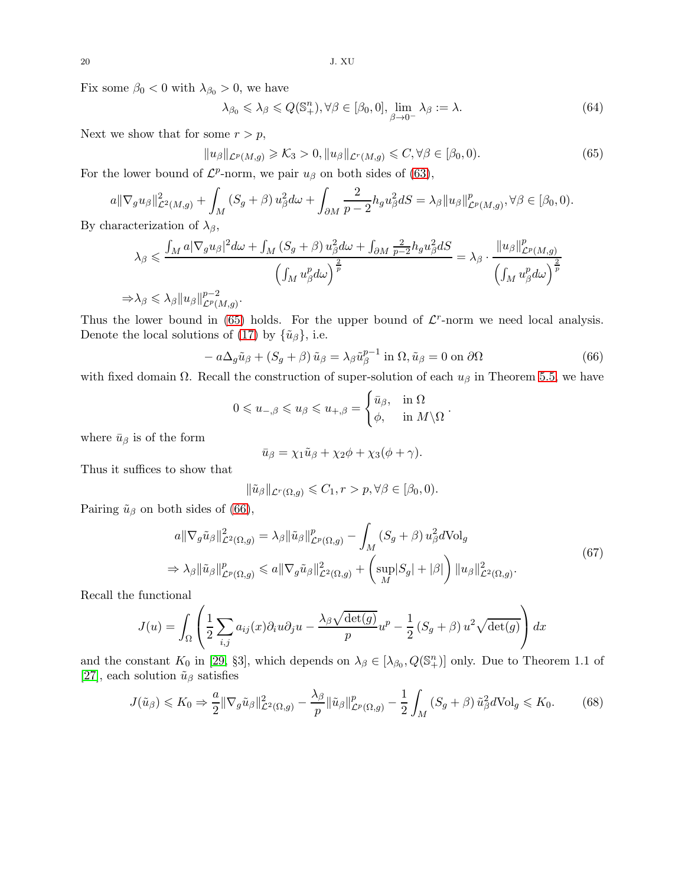Fix some $\beta_0 < 0$ with $\lambda_{\beta_0} > 0$, we have

$$\lambda_{\beta_0} \leqslant \lambda_\beta \leqslant Q(\mathbb{S}_+^n), \forall \beta \in [\beta_0, 0], \lim_{\beta \to 0^-} \lambda_\beta := \lambda. \tag{64}$$

Next we show that for some $r > p$,

$$\|u_\beta\|_{\mathcal{L}^p(M,g)} \geqslant \mathcal{K}_3 > 0, \|u_\beta\|_{\mathcal{L}^r(M,g)} \leqslant C, \forall \beta \in [\beta_0, 0). \tag{65}$$

For the lower bound of $\mathcal{L}^p$-norm, we pair $u_\beta$ on both sides of (63),

$$a\|\nabla_g u_\beta\|_{\mathcal{L}^2(M,g)}^2 + \int_M (S_g + \beta) u_\beta^2 d\omega + \int_{\partial M} \frac{2}{p-2} h_g u_\beta^2 dS = \lambda_\beta \|u_\beta\|_{\mathcal{L}^p(M,g)}^p, \forall \beta \in [\beta_0, 0).$$

By characterization of $\lambda_\beta$,

$$\lambda_\beta \leqslant \frac{\int_M a|\nabla_g u_\beta|^2 d\omega + \int_M (S_g + \beta) u_\beta^2 d\omega + \int_{\partial M} \frac{2}{p-2} h_g u_\beta^2 dS}{\left(\int_M u_\beta^p d\omega\right)^{\frac{2}{p}}} = \lambda_\beta \cdot \frac{\|u_\beta\|_{\mathcal{L}^p(M,g)}^p}{\left(\int_M u_\beta^p d\omega\right)^{\frac{2}{p}}}$$

$$\Rightarrow \lambda_\beta \leqslant \lambda_\beta \|u_\beta\|_{\mathcal{L}^p(M,g)}^{p-2}.$$

Thus the lower bound in (65) holds. For the upper bound of $\mathcal{L}^r$-norm we need local analysis. Denote the local solutions of (17) by $\{\tilde{u}_\beta\}$, i.e.

$$-a\Delta_g \tilde{u}_\beta + (S_g + \beta)\tilde{u}_\beta = \lambda_\beta \tilde{u}_\beta^{p-1} \text{ in } \Omega, \tilde{u}_\beta = 0 \text{ on } \partial\Omega \tag{66}$$

with fixed domain $\Omega$. Recall the construction of super-solution of each $u_\beta$ in Theorem 5.5, we have

$$0 \leqslant u_{-,\beta} \leqslant u_\beta \leqslant u_{+,\beta} = \begin{cases} \bar{u}_\beta, & \text{in } \Omega \\ \phi, & \text{in } M \backslash \Omega \end{cases}.$$

where $\bar{u}_\beta$ is of the form

$$\bar{u}_\beta = \chi_1 \tilde{u}_\beta + \chi_2 \phi + \chi_3(\phi + \gamma).$$

Thus it suffices to show that

$$\|\tilde{u}_\beta\|_{\mathcal{L}^r(\Omega,g)} \leqslant C_1, r > p, \forall \beta \in [\beta_0, 0).$$

Pairing $\tilde{u}_\beta$ on both sides of (66),

$$\begin{aligned} a\|\nabla_g \tilde{u}_\beta\|_{\mathcal{L}^2(\Omega,g)}^2 &= \lambda_\beta \|\tilde{u}_\beta\|_{\mathcal{L}^p(\Omega,g)}^p - \int_M (S_g + \beta) u_\beta^2 d\text{Vol}_g \\ \Rightarrow \lambda_\beta \|\tilde{u}_\beta\|_{\mathcal{L}^p(\Omega,g)}^p &\leqslant a\|\nabla_g \tilde{u}_\beta\|_{\mathcal{L}^2(\Omega,g)}^2 + \left(\sup_M |S_g| + |\beta|\right) \|u_\beta\|_{\mathcal{L}^2(\Omega,g)}^2. \end{aligned} \tag{67}$$

Recall the functional

$$J(u) = \int_\Omega \left( \frac{1}{2} \sum_{i,j} a_{ij}(x) \partial_i u \partial_j u - \frac{\lambda_\beta \sqrt{\det(g)}}{p} u^p - \frac{1}{2} (S_g + \beta) u^2 \sqrt{\det(g)} \right) dx$$

and the constant $K_0$ in [29, §3], which depends on $\lambda_\beta \in [\lambda_{\beta_0}, Q(\mathbb{S}_+^n)]$ only. Due to Theorem 1.1 of [27], each solution $\tilde{u}_\beta$ satisfies

$$J(\tilde{u}_\beta) \leqslant K_0 \Rightarrow \frac{a}{2}\|\nabla_g \tilde{u}_\beta\|_{\mathcal{L}^2(\Omega,g)}^2 - \frac{\lambda_\beta}{p}\|\tilde{u}_\beta\|_{\mathcal{L}^p(\Omega,g)}^p - \frac{1}{2}\int_M (S_g + \beta) \tilde{u}_\beta^2 d\text{Vol}_g \leqslant K_0. \tag{68}$$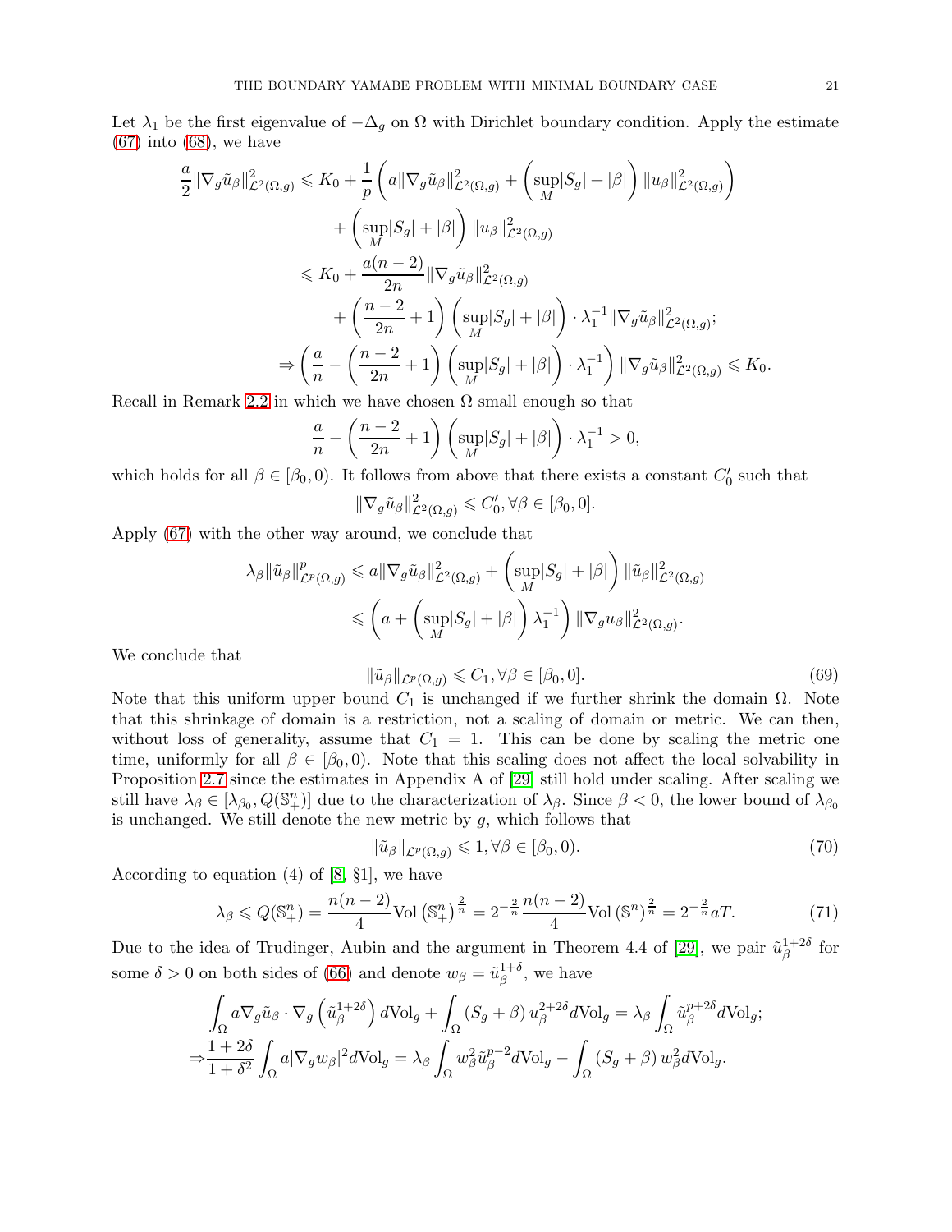Let $\lambda_1$ be the first eigenvalue of $-\Delta_g$ on $\Omega$ with Dirichlet boundary condition. Apply the estimate (67) into (68), we have

$$
\begin{aligned}
\frac{a}{2}\|\nabla_g \tilde{u}_\beta\|^2_{\mathcal{L}^2(\Omega,g)} &\leqslant K_0 + \frac{1}{p}\left(a\|\nabla_g \tilde{u}_\beta\|^2_{\mathcal{L}^2(\Omega,g)} + \left(\sup_M |S_g| + |\beta|\right)\|u_\beta\|^2_{\mathcal{L}^2(\Omega,g)}\right) \\
&\quad + \left(\sup_M |S_g| + |\beta|\right)\|u_\beta\|^2_{\mathcal{L}^2(\Omega,g)} \\
&\leqslant K_0 + \frac{a(n-2)}{2n}\|\nabla_g \tilde{u}_\beta\|^2_{\mathcal{L}^2(\Omega,g)} \\
&\quad + \left(\frac{n-2}{2n} + 1\right)\left(\sup_M |S_g| + |\beta|\right)\cdot \lambda_1^{-1}\|\nabla_g \tilde{u}_\beta\|^2_{\mathcal{L}^2(\Omega,g)}; \\
\Rightarrow \left(\frac{a}{n} - \left(\frac{n-2}{2n}+1\right)\left(\sup_M |S_g| + |\beta|\right)\cdot\lambda_1^{-1}\right)&\|\nabla_g \tilde{u}_\beta\|^2_{\mathcal{L}^2(\Omega,g)} \leqslant K_0.
\end{aligned}
$$

Recall in Remark 2.2 in which we have chosen $\Omega$ small enough so that

$$
\frac{a}{n} - \left(\frac{n-2}{2n}+1\right)\left(\sup_M |S_g| + |\beta|\right)\cdot\lambda_1^{-1} > 0,
$$

which holds for all $\beta \in [\beta_0, 0)$. It follows from above that there exists a constant $C_0'$ such that

$$
\|\nabla_g \tilde{u}_\beta\|^2_{\mathcal{L}^2(\Omega,g)} \leqslant C_0', \forall \beta \in [\beta_0, 0].
$$

Apply (67) with the other way around, we conclude that

$$
\begin{aligned}
\lambda_\beta \|\tilde{u}_\beta\|^p_{\mathcal{L}^p(\Omega,g)} &\leqslant a\|\nabla_g \tilde{u}_\beta\|^2_{\mathcal{L}^2(\Omega,g)} + \left(\sup_M |S_g| + |\beta|\right)\|\tilde{u}_\beta\|^2_{\mathcal{L}^2(\Omega,g)} \\
&\leqslant \left(a + \left(\sup_M |S_g| + |\beta|\right)\lambda_1^{-1}\right)\|\nabla_g u_\beta\|^2_{\mathcal{L}^2(\Omega,g)}.
\end{aligned}
$$

We conclude that

$$
\|\tilde{u}_\beta\|_{\mathcal{L}^p(\Omega,g)} \leqslant C_1, \forall \beta \in [\beta_0, 0]. \tag{69}
$$

Note that this uniform upper bound $C_1$ is unchanged if we further shrink the domain $\Omega$. Note that this shrinkage of domain is a restriction, not a scaling of domain or metric. We can then, without loss of generality, assume that $C_1 = 1$. This can be done by scaling the metric one time, uniformly for all $\beta \in [\beta_0, 0)$. Note that this scaling does not affect the local solvability in Proposition 2.7 since the estimates in Appendix A of [29] still hold under scaling. After scaling we still have $\lambda_\beta \in [\lambda_{\beta_0}, Q(\mathbb{S}^n_+)]$ due to the characterization of $\lambda_\beta$. Since $\beta < 0$, the lower bound of $\lambda_{\beta_0}$ is unchanged. We still denote the new metric by $g$, which follows that

$$
\|\tilde{u}_\beta\|_{\mathcal{L}^p(\Omega,g)} \leqslant 1, \forall \beta \in [\beta_0, 0). \tag{70}
$$

According to equation (4) of [8, §1], we have

$$
\lambda_\beta \leqslant Q(\mathbb{S}^n_+) = \frac{n(n-2)}{4}\mathrm{Vol}\left(\mathbb{S}^n_+\right)^{\frac{2}{n}} = 2^{-\frac{2}{n}}\frac{n(n-2)}{4}\mathrm{Vol}\left(\mathbb{S}^n\right)^{\frac{2}{n}} = 2^{-\frac{2}{n}} aT. \tag{71}
$$

Due to the idea of Trudinger, Aubin and the argument in Theorem 4.4 of [29], we pair $\tilde{u}_\beta^{1+2\delta}$ for some $\delta > 0$ on both sides of (66) and denote $w_\beta = \tilde{u}_\beta^{1+\delta}$, we have

$$
\begin{aligned}
&\int_\Omega a\nabla_g \tilde{u}_\beta \cdot \nabla_g\left(\tilde{u}_\beta^{1+2\delta}\right) d\mathrm{Vol}_g + \int_\Omega \left(S_g + \beta\right) u_\beta^{2+2\delta} d\mathrm{Vol}_g = \lambda_\beta \int_\Omega \tilde{u}_\beta^{p+2\delta} d\mathrm{Vol}_g; \\
\Rightarrow &\frac{1+2\delta}{1+\delta^2}\int_\Omega a|\nabla_g w_\beta|^2 d\mathrm{Vol}_g = \lambda_\beta \int_\Omega w_\beta^2 \tilde{u}_\beta^{p-2} d\mathrm{Vol}_g - \int_\Omega \left(S_g + \beta\right) w_\beta^2 d\mathrm{Vol}_g.
\end{aligned}
$$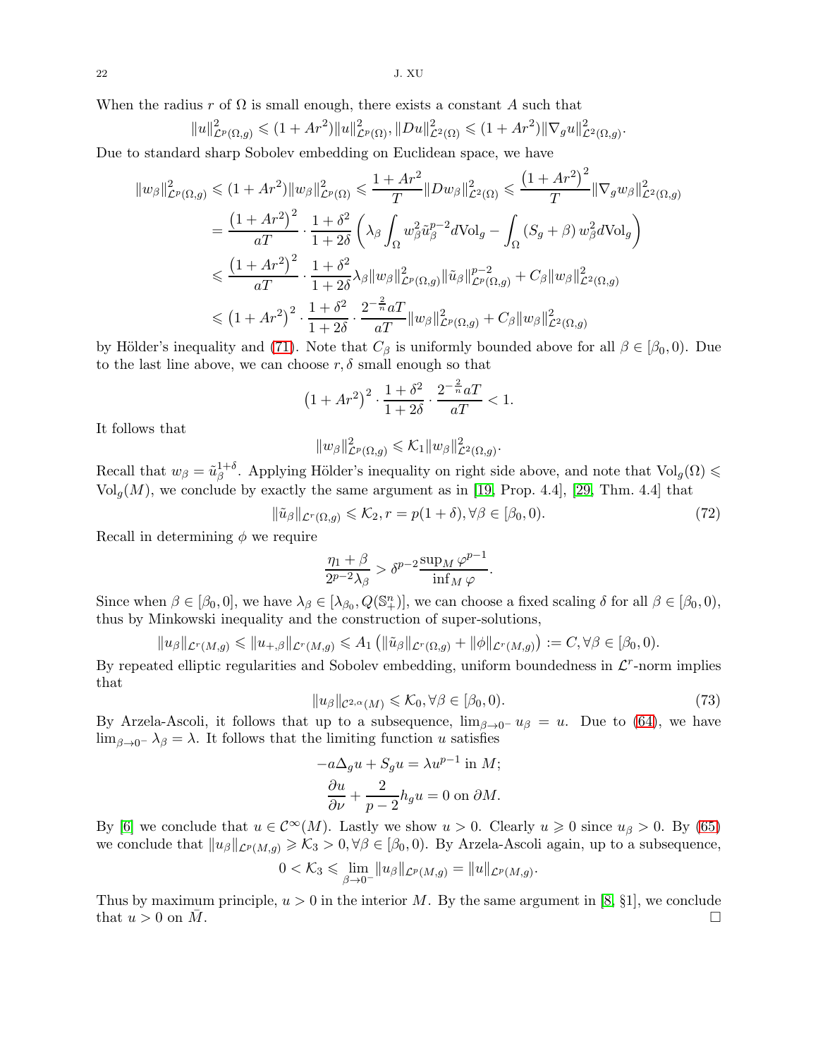When the radius $r$ of $\Omega$ is small enough, there exists a constant $A$ such that

$$\|u\|_{\mathcal{L}^p(\Omega,g)}^2 \leqslant (1+Ar^2)\|u\|_{\mathcal{L}^p(\Omega)}^2, \|Du\|_{\mathcal{L}^2(\Omega)}^2 \leqslant (1+Ar^2)\|\nabla_g u\|_{\mathcal{L}^2(\Omega,g)}^2.$$

Due to standard sharp Sobolev embedding on Euclidean space, we have

$$\begin{aligned}
\|w_\beta\|_{\mathcal{L}^p(\Omega,g)}^2 &\leqslant (1+Ar^2)\|w_\beta\|_{\mathcal{L}^p(\Omega)}^2 \leqslant \frac{1+Ar^2}{T}\|Dw_\beta\|_{\mathcal{L}^2(\Omega)}^2 \leqslant \frac{\left(1+Ar^2\right)^2}{T}\|\nabla_g w_\beta\|_{\mathcal{L}^2(\Omega,g)}^2 \\
&= \frac{\left(1+Ar^2\right)^2}{aT}\cdot\frac{1+\delta^2}{1+2\delta}\left(\lambda_\beta\int_\Omega w_\beta^2\tilde{u}_\beta^{p-2}d\text{Vol}_g - \int_\Omega (S_g+\beta)\, w_\beta^2 d\text{Vol}_g\right) \\
&\leqslant \frac{\left(1+Ar^2\right)^2}{aT}\cdot\frac{1+\delta^2}{1+2\delta}\lambda_\beta\|w_\beta\|_{\mathcal{L}^p(\Omega,g)}^2\|\tilde{u}_\beta\|_{\mathcal{L}^p(\Omega,g)}^{p-2} + C_\beta\|w_\beta\|_{\mathcal{L}^2(\Omega,g)}^2 \\
&\leqslant \left(1+Ar^2\right)^2\cdot\frac{1+\delta^2}{1+2\delta}\cdot\frac{2^{-\frac{2}{n}}aT}{aT}\|w_\beta\|_{\mathcal{L}^p(\Omega,g)}^2 + C_\beta\|w_\beta\|_{\mathcal{L}^2(\Omega,g)}^2
\end{aligned}$$

by Hölder's inequality and (71). Note that $C_\beta$ is uniformly bounded above for all $\beta \in [\beta_0, 0)$. Due to the last line above, we can choose $r, \delta$ small enough so that

$$\left(1+Ar^2\right)^2\cdot\frac{1+\delta^2}{1+2\delta}\cdot\frac{2^{-\frac{2}{n}}aT}{aT} < 1.$$

It follows that

$$\|w_\beta\|_{\mathcal{L}^p(\Omega,g)}^2 \leqslant \mathcal{K}_1\|w_\beta\|_{\mathcal{L}^2(\Omega,g)}^2.$$

Recall that $w_\beta = \tilde{u}_\beta^{1+\delta}$. Applying Hölder's inequality on right side above, and note that $\text{Vol}_g(\Omega) \leqslant \text{Vol}_g(M)$, we conclude by exactly the same argument as in [19, Prop. 4.4], [29, Thm. 4.4] that

$$\|\tilde{u}_\beta\|_{\mathcal{L}^r(\Omega,g)} \leqslant \mathcal{K}_2, r = p(1+\delta), \forall\beta \in [\beta_0, 0). \tag{72}$$

Recall in determining $\phi$ we require

$$\frac{\eta_1+\beta}{2^{p-2}\lambda_\beta} > \delta^{p-2}\frac{\sup_M\varphi^{p-1}}{\inf_M\varphi}.$$

Since when $\beta \in [\beta_0, 0]$, we have $\lambda_\beta \in [\lambda_{\beta_0}, Q(\mathbb{S}_+^n)]$, we can choose a fixed scaling $\delta$ for all $\beta \in [\beta_0, 0)$, thus by Minkowski inequality and the construction of super-solutions,

$$\|u_\beta\|_{\mathcal{L}^r(M,g)} \leqslant \|u_{+,\beta}\|_{\mathcal{L}^r(M,g)} \leqslant A_1\left(\|\tilde{u}_\beta\|_{\mathcal{L}^r(\Omega,g)} + \|\phi\|_{\mathcal{L}^r(M,g)}\right) := C, \forall\beta \in [\beta_0, 0).$$

By repeated elliptic regularities and Sobolev embedding, uniform boundedness in $\mathcal{L}^r$-norm implies that

$$\|u_\beta\|_{\mathcal{C}^{2,\alpha}(M)} \leqslant \mathcal{K}_0, \forall\beta \in [\beta_0, 0). \tag{73}$$

By Arzela-Ascoli, it follows that up to a subsequence, $\lim_{\beta\to 0^-} u_\beta = u$. Due to (64), we have $\lim_{\beta\to 0^-}\lambda_\beta = \lambda$. It follows that the limiting function $u$ satisfies

$$\begin{gathered}
-a\Delta_g u + S_g u = \lambda u^{p-1} \text{ in } M; \\
\frac{\partial u}{\partial\nu} + \frac{2}{p-2}h_g u = 0 \text{ on } \partial M.
\end{gathered}$$

By [6] we conclude that $u \in \mathcal{C}^\infty(M)$. Lastly we show $u > 0$. Clearly $u \geqslant 0$ since $u_\beta > 0$. By (65) we conclude that $\|u_\beta\|_{\mathcal{L}^p(M,g)} \geqslant \mathcal{K}_3 > 0, \forall\beta \in [\beta_0, 0)$. By Arzela-Ascoli again, up to a subsequence,

$$0 < \mathcal{K}_3 \leqslant \lim_{\beta\to 0^-}\|u_\beta\|_{\mathcal{L}^p(M,g)} = \|u\|_{\mathcal{L}^p(M,g)}.$$

Thus by maximum principle, $u > 0$ in the interior $M$. By the same argument in [8, §1], we conclude that $u > 0$ on $\bar{M}$. $\square$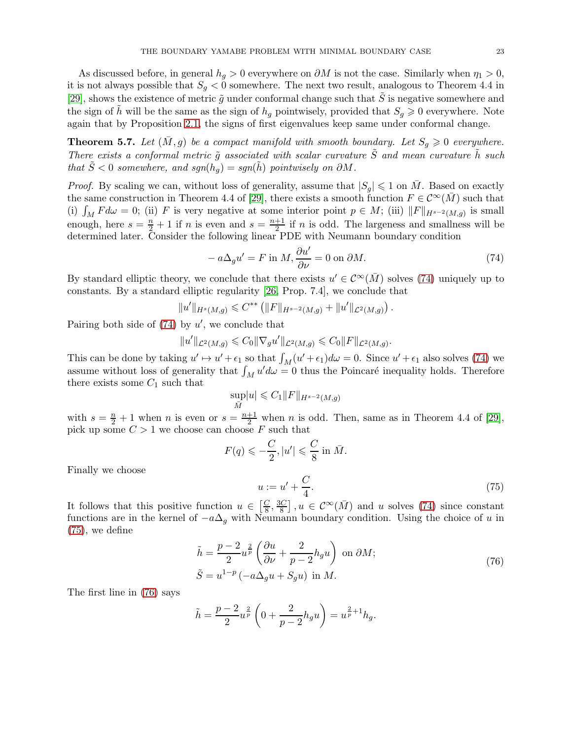As discussed before, in general $h_g > 0$ everywhere on $\partial M$ is not the case. Similarly when $\eta_1 > 0$, it is not always possible that $S_g < 0$ somewhere. The next two result, analogous to Theorem 4.4 in [29], shows the existence of metric $\tilde{g}$ under conformal change such that $\tilde{S}$ is negative somewhere and the sign of $\tilde{h}$ will be the same as the sign of $h_g$ pointwisely, provided that $S_g \geqslant 0$ everywhere. Note again that by Proposition 2.1, the signs of first eigenvalues keep same under conformal change.

**Theorem 5.7.** *Let $(\bar{M}, g)$ be a compact manifold with smooth boundary. Let $S_g \geqslant 0$ everywhere. There exists a conformal metric $\tilde{g}$ associated with scalar curvature $\tilde{S}$ and mean curvature $\tilde{h}$ such that $\tilde{S} < 0$ somewhere, and $sgn(h_g) = sgn(\tilde{h})$ pointwisely on $\partial M$.*

*Proof.* By scaling we can, without loss of generality, assume that $|S_g| \leqslant 1$ on $\bar{M}$. Based on exactly the same construction in Theorem 4.4 of [29], there exists a smooth function $F \in \mathcal{C}^\infty(\bar{M})$ such that (i) $\int_M F d\omega = 0$; (ii) $F$ is very negative at some interior point $p \in M$; (iii) $\|F\|_{H^{s-2}(M,g)}$ is small enough, here $s = \frac{n}{2} + 1$ if $n$ is even and $s = \frac{n+1}{2}$ if $n$ is odd. The largeness and smallness will be determined later. Consider the following linear PDE with Neumann boundary condition

$$- a\Delta_g u' = F \text{ in } M, \frac{\partial u'}{\partial \nu} = 0 \text{ on } \partial M. \tag{74}$$

By standard elliptic theory, we conclude that there exists $u' \in \mathcal{C}^\infty(\bar{M})$ solves (74) uniquely up to constants. By a standard elliptic regularity [26, Prop. 7.4], we conclude that

$$\|u'\|_{H^s(M,g)} \leqslant C^{**} \left( \|F\|_{H^{s-2}(M,g)} + \|u'\|_{\mathcal{L}^2(M,g)} \right).$$

Pairing both side of (74) by $u'$, we conclude that

$$\|u'\|_{\mathcal{L}^2(M,g)} \leqslant C_0 \|\nabla_g u'\|_{\mathcal{L}^2(M,g)} \leqslant C_0 \|F\|_{\mathcal{L}^2(M,g)}.$$

This can be done by taking $u' \mapsto u' + \epsilon_1$ so that $\int_M (u' + \epsilon_1) d\omega = 0$. Since $u' + \epsilon_1$ also solves (74) we assume without loss of generality that $\int_M u' d\omega = 0$ thus the Poincaré inequality holds. Therefore there exists some $C_1$ such that

$$\sup_{\bar{M}} |u| \leqslant C_1 \|F\|_{H^{s-2}(M,g)}$$

with $s = \frac{n}{2} + 1$ when $n$ is even or $s = \frac{n+1}{2}$ when $n$ is odd. Then, same as in Theorem 4.4 of [29], pick up some $C > 1$ we choose can choose $F$ such that

$$F(q) \leqslant -\frac{C}{2}, |u'| \leqslant \frac{C}{8} \text{ in } \bar{M}.$$

Finally we choose

$$u := u' + \frac{C}{4}. \tag{75}$$

It follows that this positive function $u \in \left[\frac{C}{8}, \frac{3C}{8}\right], u \in \mathcal{C}^\infty(\bar{M})$ and $u$ solves (74) since constant functions are in the kernel of $-a\Delta_g$ with Neumann boundary condition. Using the choice of $u$ in (75), we define

$$\begin{aligned} \tilde{h} &= \frac{p-2}{2} u^{\frac{2}{p}} \left( \frac{\partial u}{\partial \nu} + \frac{2}{p-2} h_g u \right) \text{ on } \partial M; \\ \tilde{S} &= u^{1-p} \left( -a\Delta_g u + S_g u \right) \text{ in } M. \end{aligned} \tag{76}$$

The first line in (76) says

$$\tilde{h} = \frac{p-2}{2} u^{\frac{2}{p}} \left( 0 + \frac{2}{p-2} h_g u \right) = u^{\frac{2}{p}+1} h_g.$$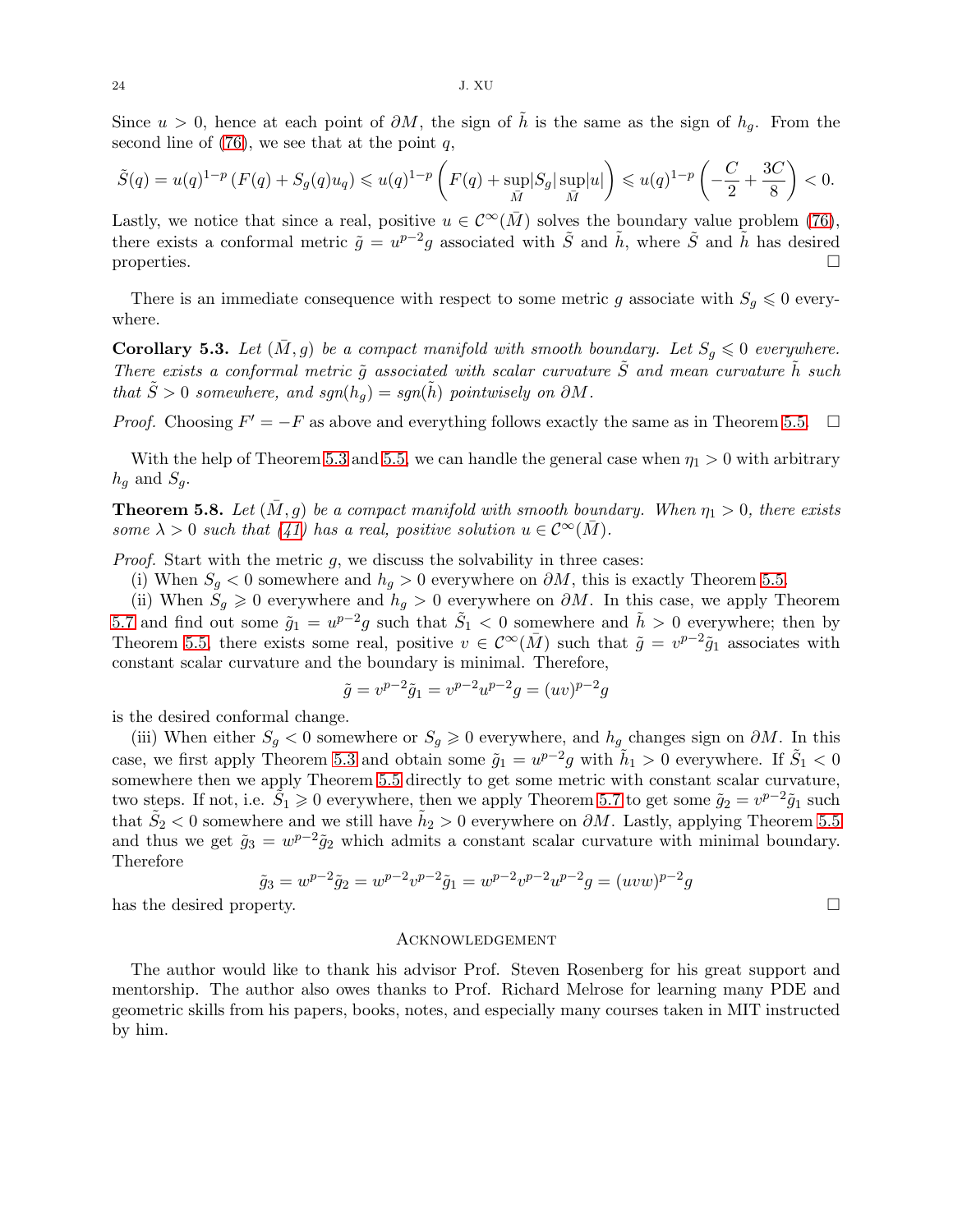Since $u > 0$, hence at each point of $\partial M$, the sign of $\tilde{h}$ is the same as the sign of $h_g$. From the second line of (76), we see that at the point $q$,

$$\tilde{S}(q) = u(q)^{1-p}\left(F(q) + S_g(q)u_q\right) \leqslant u(q)^{1-p}\left(F(q) + \sup_{\bar{M}}|S_g|\sup_{\bar{M}}|u|\right) \leqslant u(q)^{1-p}\left(-\frac{C}{2} + \frac{3C}{8}\right) < 0.$$

Lastly, we notice that since a real, positive $u \in \mathcal{C}^\infty(\bar{M})$ solves the boundary value problem (76), there exists a conformal metric $\tilde{g} = u^{p-2}g$ associated with $\tilde{S}$ and $\tilde{h}$, where $\tilde{S}$ and $\tilde{h}$ has desired properties. □

There is an immediate consequence with respect to some metric $g$ associate with $S_g \leqslant 0$ everywhere.

**Corollary 5.3.** *Let $(\bar{M}, g)$ be a compact manifold with smooth boundary. Let $S_g \leqslant 0$ everywhere. There exists a conformal metric $\tilde{g}$ associated with scalar curvature $\tilde{S}$ and mean curvature $\tilde{h}$ such that $\tilde{S} > 0$ somewhere, and $sgn(h_g) = sgn(\tilde{h})$ pointwisely on $\partial M$.*

*Proof.* Choosing $F' = -F$ as above and everything follows exactly the same as in Theorem 5.5. □

With the help of Theorem 5.3 and 5.5, we can handle the general case when $\eta_1 > 0$ with arbitrary $h_g$ and $S_g$.

**Theorem 5.8.** *Let $(\bar{M}, g)$ be a compact manifold with smooth boundary. When $\eta_1 > 0$, there exists some $\lambda > 0$ such that (41) has a real, positive solution $u \in \mathcal{C}^\infty(\bar{M})$.*

*Proof.* Start with the metric $g$, we discuss the solvability in three cases:

(i) When $S_g < 0$ somewhere and $h_g > 0$ everywhere on $\partial M$, this is exactly Theorem 5.5.

(ii) When $S_g \geqslant 0$ everywhere and $h_g > 0$ everywhere on $\partial M$. In this case, we apply Theorem 5.7 and find out some $\tilde{g}_1 = u^{p-2}g$ such that $\tilde{S}_1 < 0$ somewhere and $\tilde{h} > 0$ everywhere; then by Theorem 5.5, there exists some real, positive $v \in \mathcal{C}^\infty(\bar{M})$ such that $\tilde{g} = v^{p-2}\tilde{g}_1$ associates with constant scalar curvature and the boundary is minimal. Therefore,

$$\tilde{g} = v^{p-2}\tilde{g}_1 = v^{p-2}u^{p-2}g = (uv)^{p-2}g$$

is the desired conformal change.

(iii) When either $S_g < 0$ somewhere or $S_g \geqslant 0$ everywhere, and $h_g$ changes sign on $\partial M$. In this case, we first apply Theorem 5.3 and obtain some $\tilde{g}_1 = u^{p-2}g$ with $\tilde{h}_1 > 0$ everywhere. If $\tilde{S}_1 < 0$ somewhere then we apply Theorem 5.5 directly to get some metric with constant scalar curvature, two steps. If not, i.e. $\tilde{S}_1 \geqslant 0$ everywhere, then we apply Theorem 5.7 to get some $\tilde{g}_2 = v^{p-2}\tilde{g}_1$ such that $\tilde{S}_2 < 0$ somewhere and we still have $\tilde{h}_2 > 0$ everywhere on $\partial M$. Lastly, applying Theorem 5.5 and thus we get $\tilde{g}_3 = w^{p-2}\tilde{g}_2$ which admits a constant scalar curvature with minimal boundary. Therefore

$$\tilde{g}_3 = w^{p-2}\tilde{g}_2 = w^{p-2}v^{p-2}\tilde{g}_1 = w^{p-2}v^{p-2}u^{p-2}g = (uvw)^{p-2}g$$

has the desired property. □

## Acknowledgement

The author would like to thank his advisor Prof. Steven Rosenberg for his great support and mentorship. The author also owes thanks to Prof. Richard Melrose for learning many PDE and geometric skills from his papers, books, notes, and especially many courses taken in MIT instructed by him.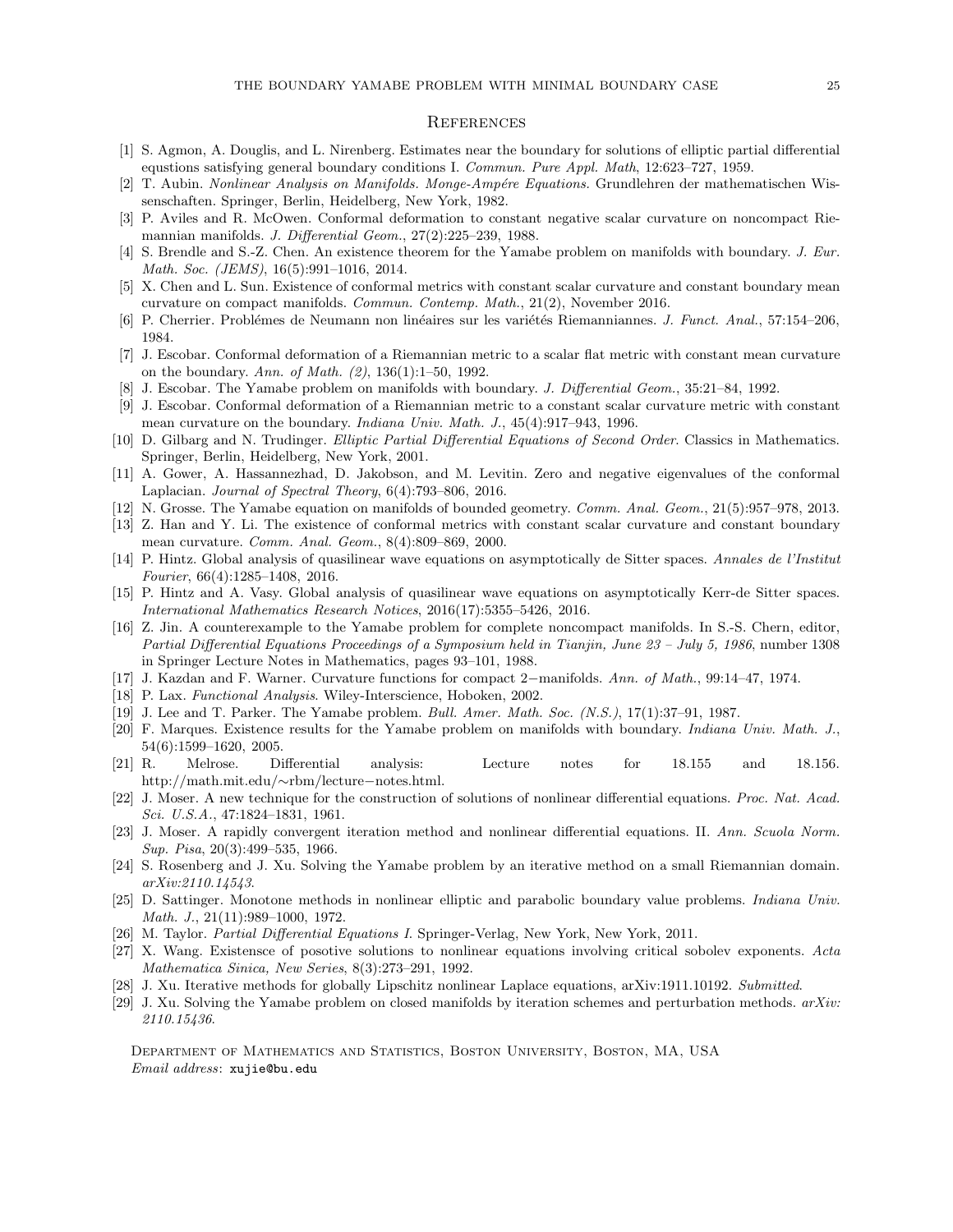## References

[1] S. Agmon, A. Douglis, and L. Nirenberg. Estimates near the boundary for solutions of elliptic partial differential equstions satisfying general boundary conditions I. *Commun. Pure Appl. Math*, 12:623–727, 1959.

[2] T. Aubin. *Nonlinear Analysis on Manifolds. Monge-Ampére Equations.* Grundlehren der mathematischen Wissenschaften. Springer, Berlin, Heidelberg, New York, 1982.

[3] P. Aviles and R. McOwen. Conformal deformation to constant negative scalar curvature on noncompact Riemannian manifolds. *J. Differential Geom.*, 27(2):225–239, 1988.

[4] S. Brendle and S.-Z. Chen. An existence theorem for the Yamabe problem on manifolds with boundary. *J. Eur. Math. Soc. (JEMS)*, 16(5):991–1016, 2014.

[5] X. Chen and L. Sun. Existence of conformal metrics with constant scalar curvature and constant boundary mean curvature on compact manifolds. *Commun. Contemp. Math.*, 21(2), November 2016.

[6] P. Cherrier. Problémes de Neumann non linéaires sur les variétés Riemanniannes. *J. Funct. Anal.*, 57:154–206, 1984.

[7] J. Escobar. Conformal deformation of a Riemannian metric to a scalar flat metric with constant mean curvature on the boundary. *Ann. of Math. (2)*, 136(1):1–50, 1992.

[8] J. Escobar. The Yamabe problem on manifolds with boundary. *J. Differential Geom.*, 35:21–84, 1992.

[9] J. Escobar. Conformal deformation of a Riemannian metric to a constant scalar curvature metric with constant mean curvature on the boundary. *Indiana Univ. Math. J.*, 45(4):917–943, 1996.

[10] D. Gilbarg and N. Trudinger. *Elliptic Partial Differential Equations of Second Order.* Classics in Mathematics. Springer, Berlin, Heidelberg, New York, 2001.

[11] A. Gower, A. Hassannezhad, D. Jakobson, and M. Levitin. Zero and negative eigenvalues of the conformal Laplacian. *Journal of Spectral Theory*, 6(4):793–806, 2016.

[12] N. Grosse. The Yamabe equation on manifolds of bounded geometry. *Comm. Anal. Geom.*, 21(5):957–978, 2013.

[13] Z. Han and Y. Li. The existence of conformal metrics with constant scalar curvature and constant boundary mean curvature. *Comm. Anal. Geom.*, 8(4):809–869, 2000.

[14] P. Hintz. Global analysis of quasilinear wave equations on asymptotically de Sitter spaces. *Annales de l'Institut Fourier*, 66(4):1285–1408, 2016.

[15] P. Hintz and A. Vasy. Global analysis of quasilinear wave equations on asymptotically Kerr-de Sitter spaces. *International Mathematics Research Notices*, 2016(17):5355–5426, 2016.

[16] Z. Jin. A counterexample to the Yamabe problem for complete noncompact manifolds. In S.-S. Chern, editor, *Partial Differential Equations Proceedings of a Symposium held in Tianjin, June 23 – July 5, 1986*, number 1308 in Springer Lecture Notes in Mathematics, pages 93–101, 1988.

[17] J. Kazdan and F. Warner. Curvature functions for compact 2−manifolds. *Ann. of Math.*, 99:14–47, 1974.

[18] P. Lax. *Functional Analysis*. Wiley-Interscience, Hoboken, 2002.

[19] J. Lee and T. Parker. The Yamabe problem. *Bull. Amer. Math. Soc. (N.S.)*, 17(1):37–91, 1987.

[20] F. Marques. Existence results for the Yamabe problem on manifolds with boundary. *Indiana Univ. Math. J.*, 54(6):1599–1620, 2005.

[21] R. Melrose. Differential analysis: Lecture notes for 18.155 and 18.156. http://math.mit.edu/∼rbm/lecture−notes.html.

[22] J. Moser. A new technique for the construction of solutions of nonlinear differential equations. *Proc. Nat. Acad. Sci. U.S.A.*, 47:1824–1831, 1961.

[23] J. Moser. A rapidly convergent iteration method and nonlinear differential equations. II. *Ann. Scuola Norm. Sup. Pisa*, 20(3):499–535, 1966.

[24] S. Rosenberg and J. Xu. Solving the Yamabe problem by an iterative method on a small Riemannian domain. *arXiv:2110.14543*.

[25] D. Sattinger. Monotone methods in nonlinear elliptic and parabolic boundary value problems. *Indiana Univ. Math. J.*, 21(11):989–1000, 1972.

[26] M. Taylor. *Partial Differential Equations I.* Springer-Verlag, New York, New York, 2011.

[27] X. Wang. Existensce of posotive solutions to nonlinear equations involving critical sobolev exponents. *Acta Mathematica Sinica, New Series*, 8(3):273–291, 1992.

[28] J. Xu. Iterative methods for globally Lipschitz nonlinear Laplace equations, arXiv:1911.10192. *Submitted*.

[29] J. Xu. Solving the Yamabe problem on closed manifolds by iteration schemes and perturbation methods. *arXiv: 2110.15436*.

Department of Mathematics and Statistics, Boston University, Boston, MA, USA
*Email address*: xujie@bu.edu